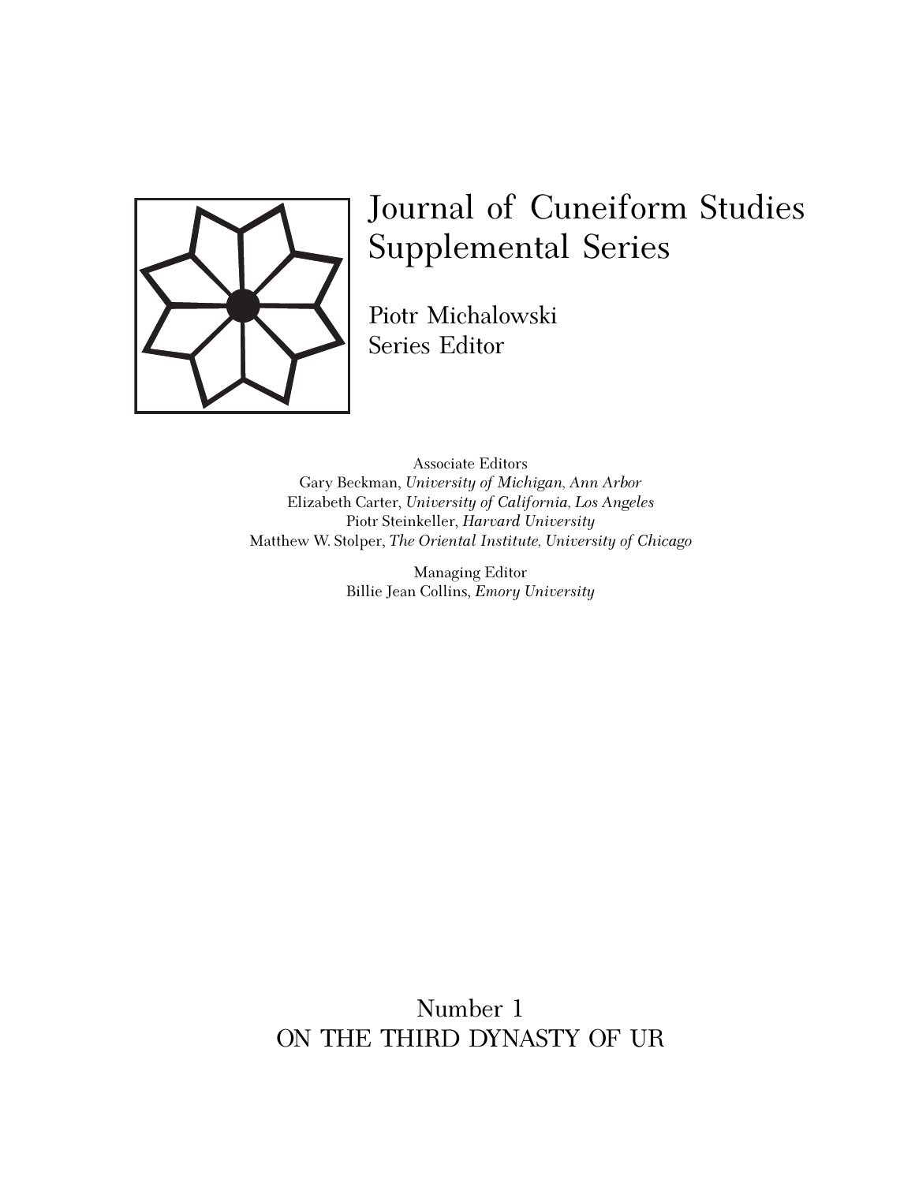# Journal of Cuneiform Studies Supplemental Series

Piotr Michalowski
Series Editor

Associate Editors
Gary Beckman, *University of Michigan, Ann Arbor*
Elizabeth Carter, *University of California, Los Angeles*
Piotr Steinkeller, *Harvard University*
Matthew W. Stolper, *The Oriental Institute, University of Chicago*

Managing Editor
Billie Jean Collins, *Emory University*

Number 1
ON THE THIRD DYNASTY OF UR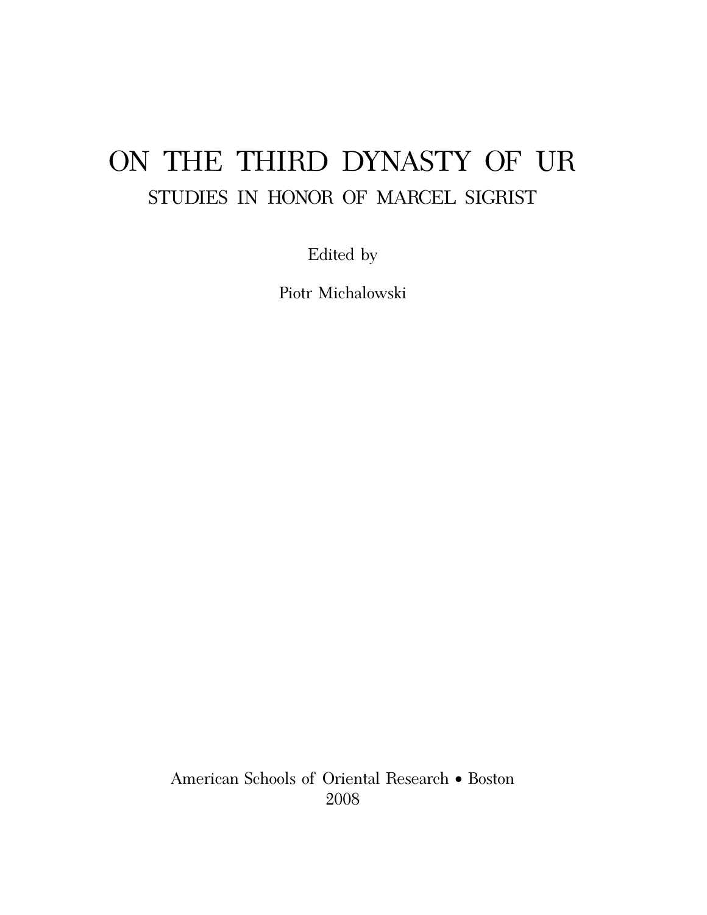# ON THE THIRD DYNASTY OF UR

## STUDIES IN HONOR OF MARCEL SIGRIST

Edited by

Piotr Michalowski

American Schools of Oriental Research • Boston
2008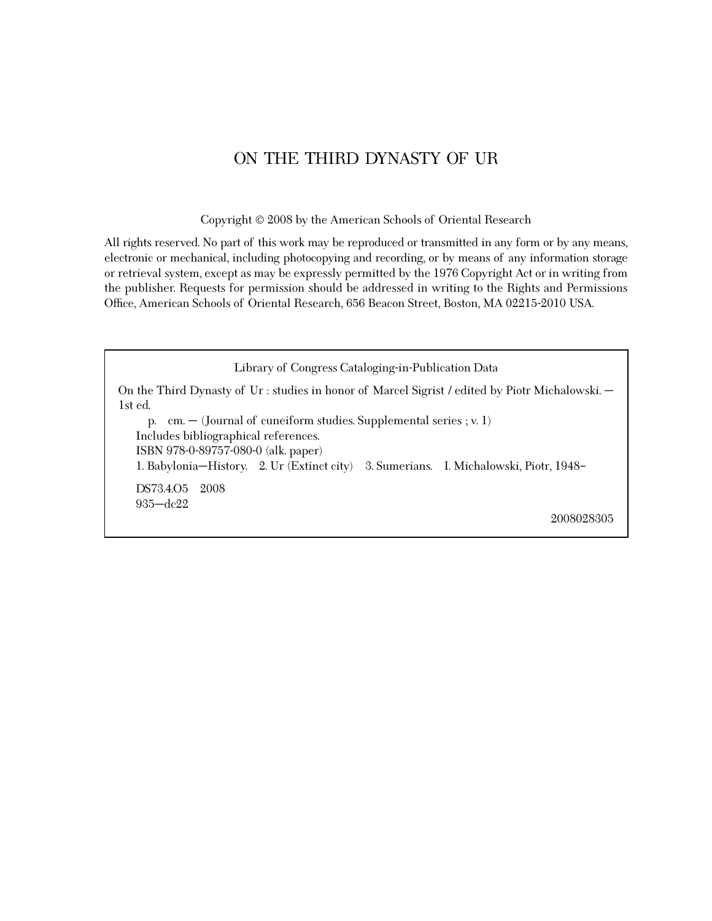# ON THE THIRD DYNASTY OF UR

Copyright © 2008 by the American Schools of Oriental Research

All rights reserved. No part of this work may be reproduced or transmitted in any form or by any means, electronic or mechanical, including photocopying and recording, or by means of any information storage or retrieval system, except as may be expressly permitted by the 1976 Copyright Act or in writing from the publisher. Requests for permission should be addressed in writing to the Rights and Permissions Office, American Schools of Oriental Research, 656 Beacon Street, Boston, MA 02215-2010 USA.

Library of Congress Cataloging-in-Publication Data

On the Third Dynasty of Ur : studies in honor of Marcel Sigrist / edited by Piotr Michalowski. — 1st ed.

p. cm. — (Journal of cuneiform studies. Supplemental series ; v. 1)

Includes bibliographical references.

ISBN 978-0-89757-080-0 (alk. paper)

1. Babylonia—History. 2. Ur (Extinct city) 3. Sumerians. I. Michalowski, Piotr, 1948–

DS73.4.O5 2008

935—dc22

2008028305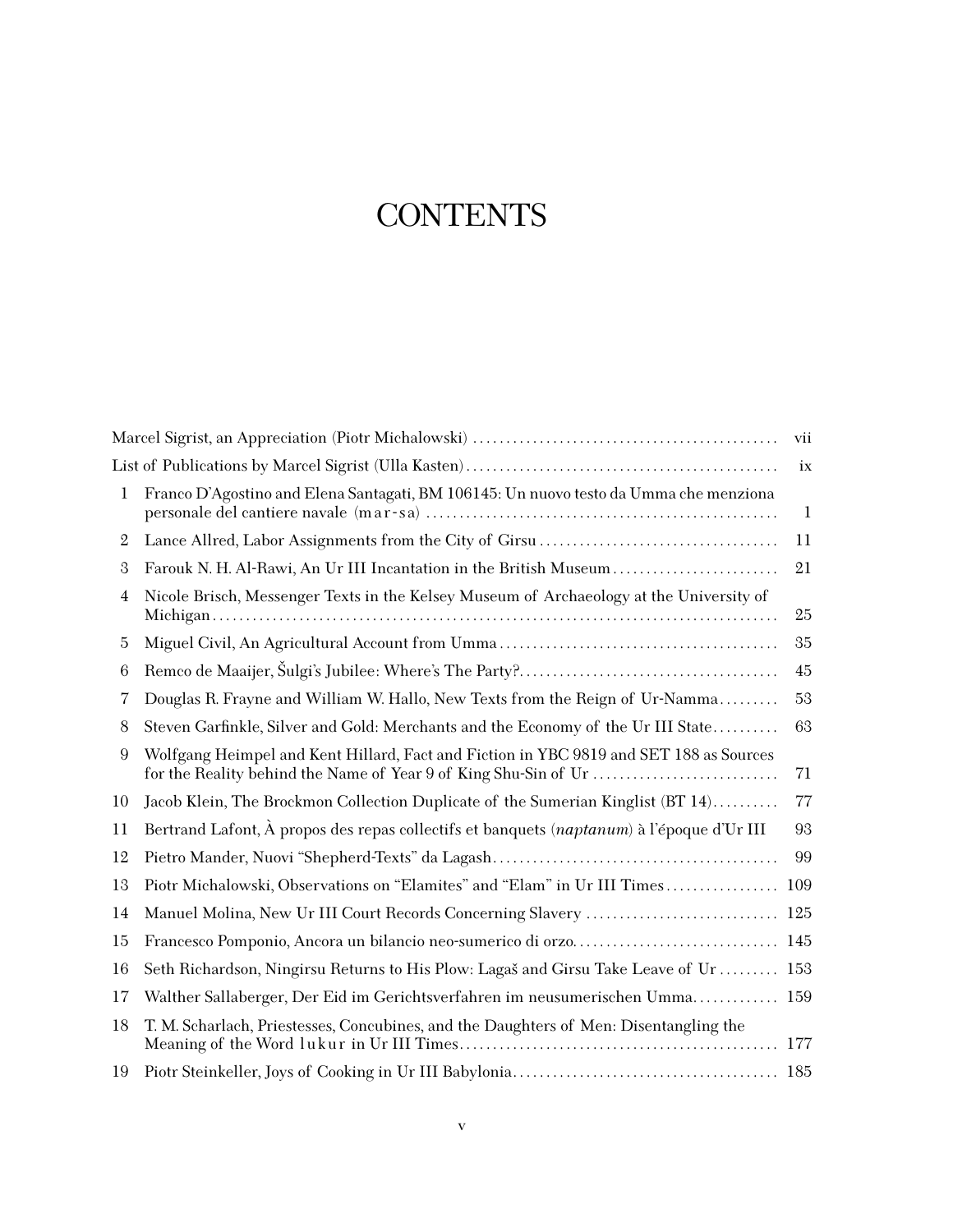# CONTENTS

Marcel Sigrist, an Appreciation (Piotr Michalowski) ........ vii

List of Publications by Marcel Sigrist (Ulla Kasten) ........ ix

1. Franco D'Agostino and Elena Santagati, BM 106145: Un nuovo testo da Umma che menziona personale del cantiere navale (m a r - s a) ........ 1
2. Lance Allred, Labor Assignments from the City of Girsu ........ 11
3. Farouk N. H. Al-Rawi, An Ur III Incantation in the British Museum ........ 21
4. Nicole Brisch, Messenger Texts in the Kelsey Museum of Archaeology at the University of Michigan ........ 25
5. Miguel Civil, An Agricultural Account from Umma ........ 35
6. Remco de Maaijer, Šulgi's Jubilee: Where's The Party? ........ 45
7. Douglas R. Frayne and William W. Hallo, New Texts from the Reign of Ur-Namma ........ 53
8. Steven Garfinkle, Silver and Gold: Merchants and the Economy of the Ur III State ........ 63
9. Wolfgang Heimpel and Kent Hillard, Fact and Fiction in YBC 9819 and SET 188 as Sources for the Reality behind the Name of Year 9 of King Shu-Sin of Ur ........ 71
10. Jacob Klein, The Brockmon Collection Duplicate of the Sumerian Kinglist (BT 14) ........ 77
11. Bertrand Lafont, À propos des repas collectifs et banquets (*naptanum*) à l'époque d'Ur III ........ 93
12. Pietro Mander, Nuovi "Shepherd-Texts" da Lagash ........ 99
13. Piotr Michalowski, Observations on "Elamites" and "Elam" in Ur III Times ........ 109
14. Manuel Molina, New Ur III Court Records Concerning Slavery ........ 125
15. Francesco Pomponio, Ancora un bilancio neo-sumerico di orzo ........ 145
16. Seth Richardson, Ningirsu Returns to His Plow: Lagaš and Girsu Take Leave of Ur ........ 153
17. Walther Sallaberger, Der Eid im Gerichtsverfahren im neusumerischen Umma ........ 159
18. T. M. Scharlach, Priestesses, Concubines, and the Daughters of Men: Disentangling the Meaning of the Word l u k u r in Ur III Times ........ 177
19. Piotr Steinkeller, Joys of Cooking in Ur III Babylonia ........ 185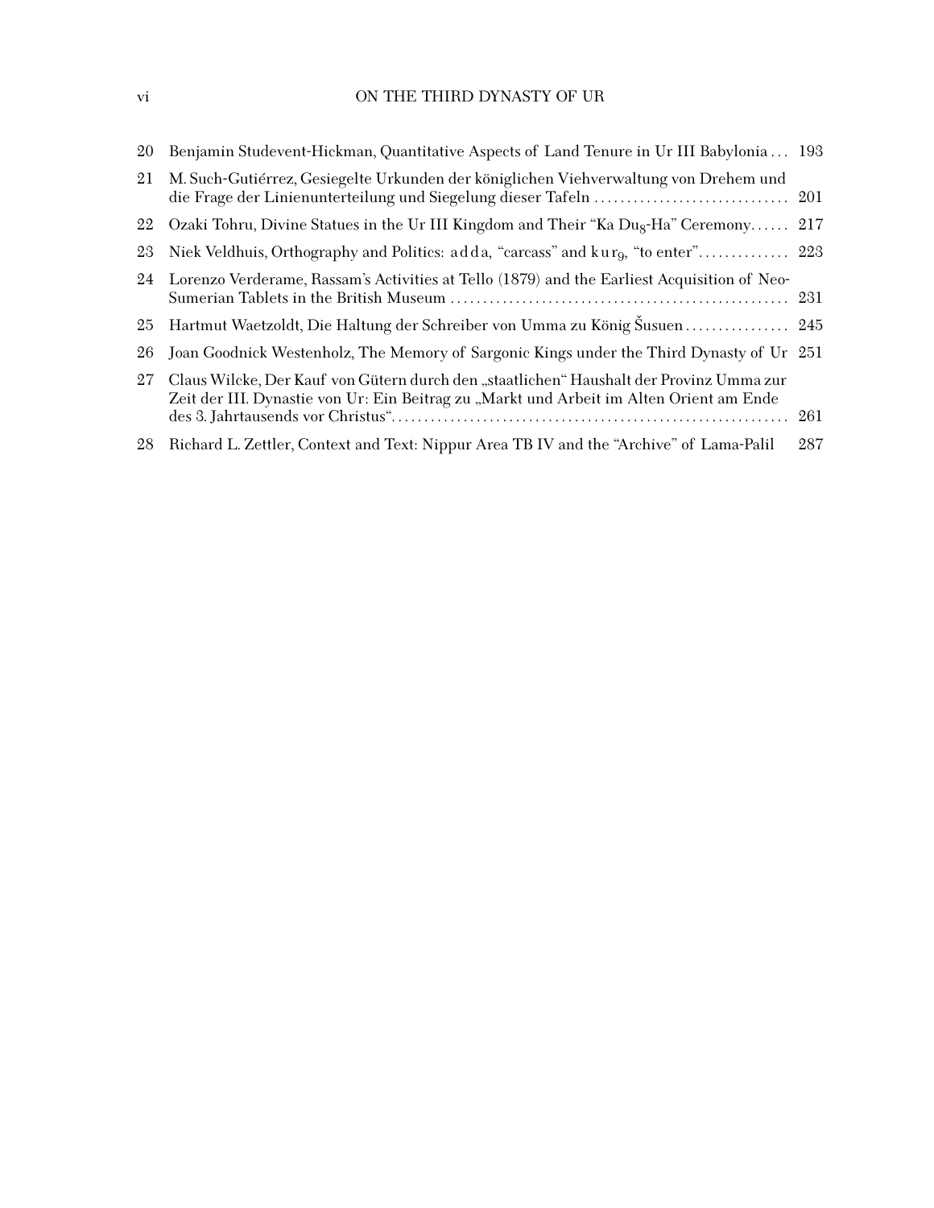| | | |
|---|---|---|
| 20 | Benjamin Studevent-Hickman, Quantitative Aspects of Land Tenure in Ur III Babylonia | 193 |
| 21 | M. Such-Gutiérrez, Gesiegelte Urkunden der königlichen Viehverwaltung von Drehem und die Frage der Linienunterteilung und Siegelung dieser Tafeln | 201 |
| 22 | Ozaki Tohru, Divine Statues in the Ur III Kingdom and Their "Ka Du$_8$-Ha" Ceremony | 217 |
| 23 | Niek Veldhuis, Orthography and Politics: adda, "carcass" and kur$_9$, "to enter" | 223 |
| 24 | Lorenzo Verderame, Rassam's Activities at Tello (1879) and the Earliest Acquisition of Neo-Sumerian Tablets in the British Museum | 231 |
| 25 | Hartmut Waetzoldt, Die Haltung der Schreiber von Umma zu König Šusuen | 245 |
| 26 | Joan Goodnick Westenholz, The Memory of Sargonic Kings under the Third Dynasty of Ur | 251 |
| 27 | Claus Wilcke, Der Kauf von Gütern durch den „staatlichen" Haushalt der Provinz Umma zur Zeit der III. Dynastie von Ur: Ein Beitrag zu „Markt und Arbeit im Alten Orient am Ende des 3. Jahrtausends vor Christus" | 261 |
| 28 | Richard L. Zettler, Context and Text: Nippur Area TB IV and the "Archive" of Lama-Palil | 287 |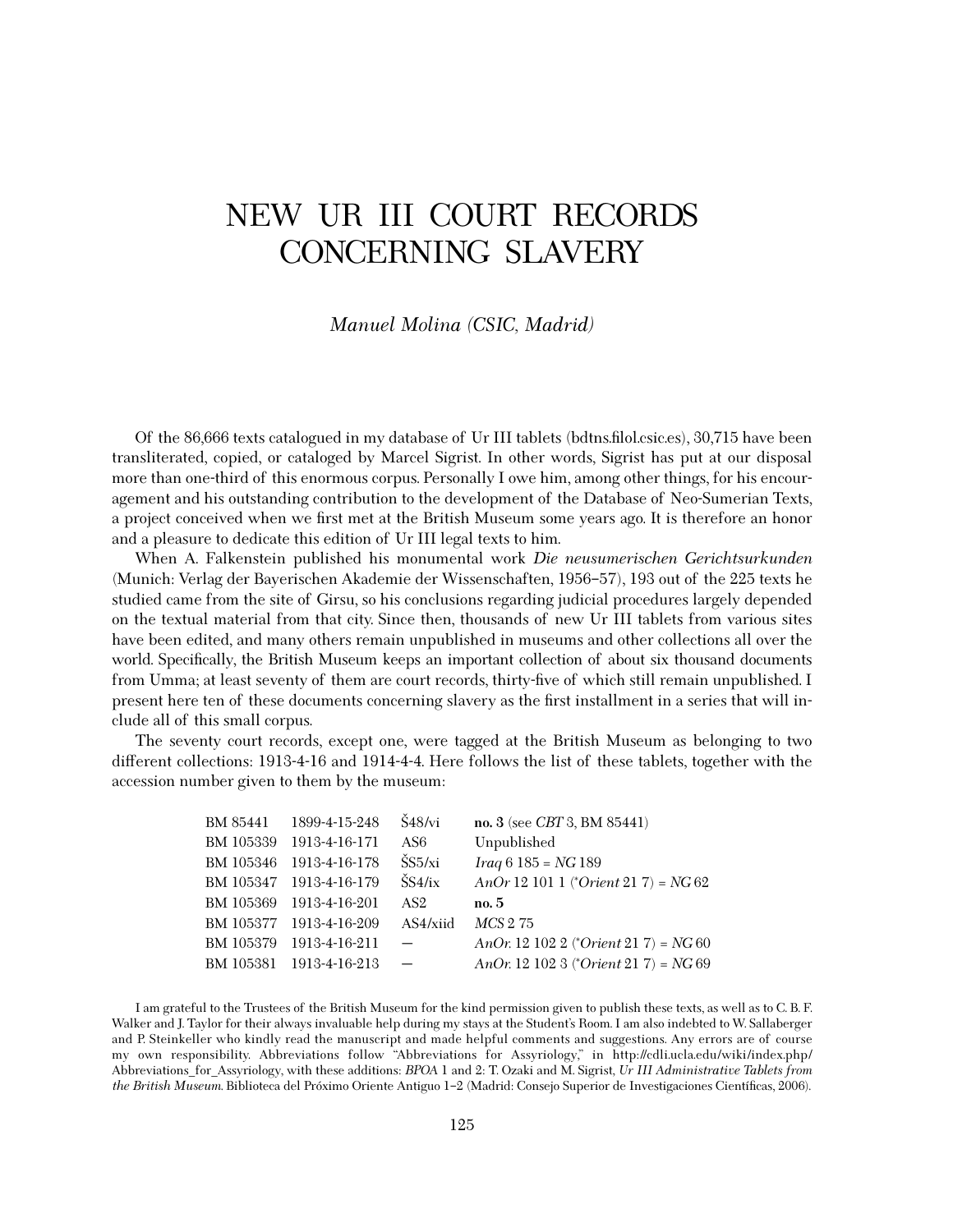# NEW UR III COURT RECORDS CONCERNING SLAVERY

*Manuel Molina (CSIC, Madrid)*

Of the 86,666 texts catalogued in my database of Ur III tablets (bdtns.filol.csic.es), 30,715 have been transliterated, copied, or cataloged by Marcel Sigrist. In other words, Sigrist has put at our disposal more than one-third of this enormous corpus. Personally I owe him, among other things, for his encouragement and his outstanding contribution to the development of the Database of Neo-Sumerian Texts, a project conceived when we first met at the British Museum some years ago. It is therefore an honor and a pleasure to dedicate this edition of Ur III legal texts to him.

When A. Falkenstein published his monumental work *Die neusumerischen Gerichtsurkunden* (Munich: Verlag der Bayerischen Akademie der Wissenschaften, 1956–57), 193 out of the 225 texts he studied came from the site of Girsu, so his conclusions regarding judicial procedures largely depended on the textual material from that city. Since then, thousands of new Ur III tablets from various sites have been edited, and many others remain unpublished in museums and other collections all over the world. Specifically, the British Museum keeps an important collection of about six thousand documents from Umma; at least seventy of them are court records, thirty-five of which still remain unpublished. I present here ten of these documents concerning slavery as the first installment in a series that will include all of this small corpus.

The seventy court records, except one, were tagged at the British Museum as belonging to two different collections: 1913-4-16 and 1914-4-4. Here follows the list of these tablets, together with the accession number given to them by the museum:

| | | | |
|---|---|---|---|
| BM 85441 | 1899-4-15-248 | Š48/vi | **no. 3** (see *CBT* 3, BM 85441) |
| BM 105339 | 1913-4-16-171 | AS6 | Unpublished |
| BM 105346 | 1913-4-16-178 | ŠS5/xi | *Iraq* 6 185 = *NG* 189 |
| BM 105347 | 1913-4-16-179 | ŠS4/ix | *AnOr* 12 101 1 (*Orient* 21 7) = *NG* 62 |
| BM 105369 | 1913-4-16-201 | AS2 | **no. 5** |
| BM 105377 | 1913-4-16-209 | AS4/xiid | *MCS* 2 75 |
| BM 105379 | 1913-4-16-211 | — | *AnOr.* 12 102 2 (*Orient* 21 7) = *NG* 60 |
| BM 105381 | 1913-4-16-213 | — | *AnOr.* 12 102 3 (*Orient* 21 7) = *NG* 69 |

I am grateful to the Trustees of the British Museum for the kind permission given to publish these texts, as well as to C. B. F. Walker and J. Taylor for their always invaluable help during my stays at the Student's Room. I am also indebted to W. Sallaberger and P. Steinkeller who kindly read the manuscript and made helpful comments and suggestions. Any errors are of course my own responsibility. Abbreviations follow "Abbreviations for Assyriology," in http://cdli.ucla.edu/wiki/index.php/Abbreviations_for_Assyriology, with these additions: *BPOA* 1 and 2: T. Ozaki and M. Sigrist, *Ur III Administrative Tablets from the British Museum*. Biblioteca del Próximo Oriente Antiguo 1–2 (Madrid: Consejo Superior de Investigaciones Científicas, 2006).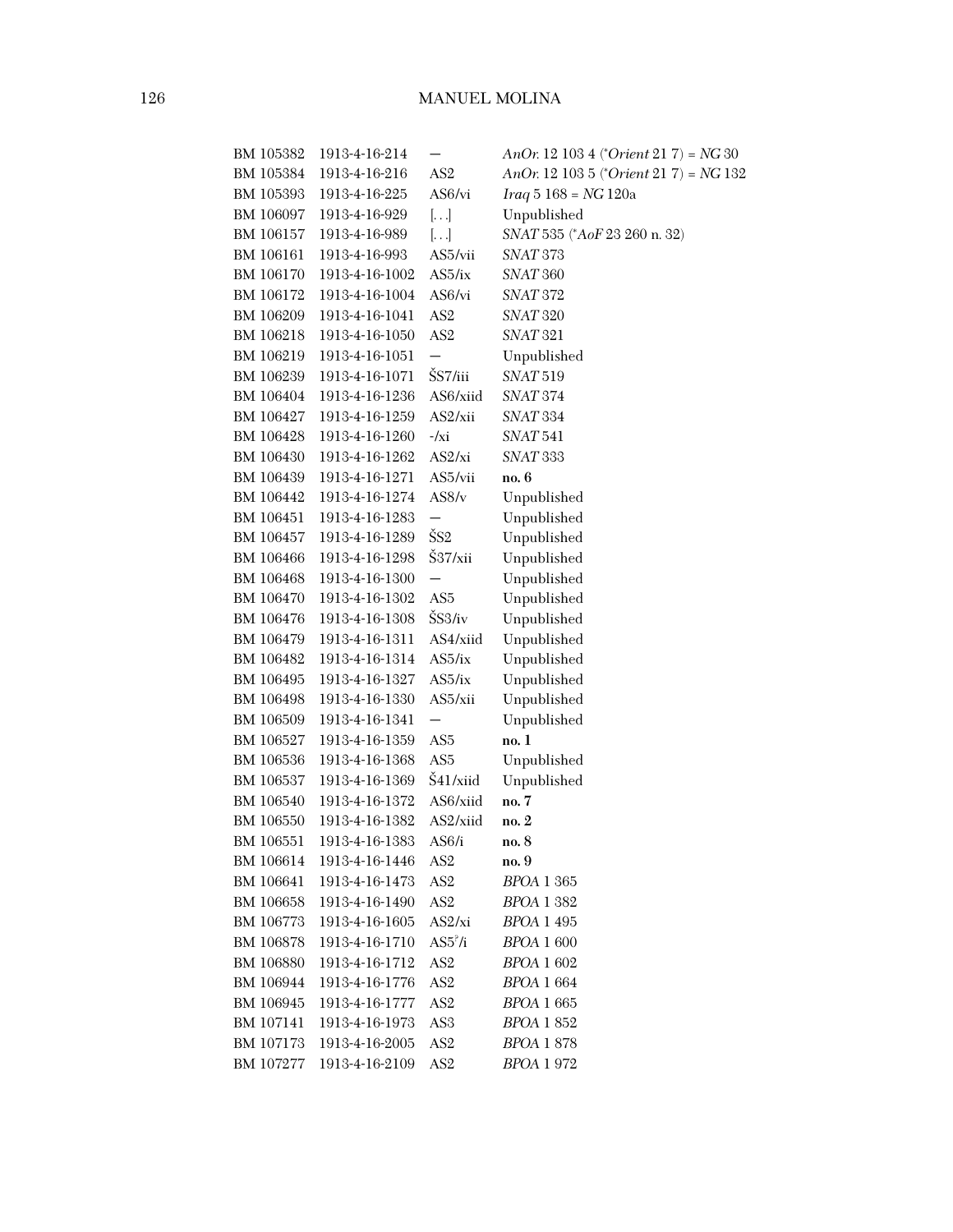| | | | |
|---|---|---|---|
| BM 105382 | 1913-4-16-214 | — | *AnOr.* 12 103 4 (\**Orient* 21 7) = *NG* 30 |
| BM 105384 | 1913-4-16-216 | AS2 | *AnOr.* 12 103 5 (\**Orient* 21 7) = *NG* 132 |
| BM 105393 | 1913-4-16-225 | AS6/vi | *Iraq* 5 168 = *NG* 120a |
| BM 106097 | 1913-4-16-929 | [. . .] | Unpublished |
| BM 106157 | 1913-4-16-989 | [. . .] | *SNAT* 535 (\**AoF* 23 260 n. 32) |
| BM 106161 | 1913-4-16-993 | AS5/vii | *SNAT* 373 |
| BM 106170 | 1913-4-16-1002 | AS5/ix | *SNAT* 360 |
| BM 106172 | 1913-4-16-1004 | AS6/vi | *SNAT* 372 |
| BM 106209 | 1913-4-16-1041 | AS2 | *SNAT* 320 |
| BM 106218 | 1913-4-16-1050 | AS2 | *SNAT* 321 |
| BM 106219 | 1913-4-16-1051 | — | Unpublished |
| BM 106239 | 1913-4-16-1071 | ŠS7/iii | *SNAT* 519 |
| BM 106404 | 1913-4-16-1236 | AS6/xiid | *SNAT* 374 |
| BM 106427 | 1913-4-16-1259 | AS2/xii | *SNAT* 334 |
| BM 106428 | 1913-4-16-1260 | -/xi | *SNAT* 541 |
| BM 106430 | 1913-4-16-1262 | AS2/xi | *SNAT* 333 |
| BM 106439 | 1913-4-16-1271 | AS5/vii | **no. 6** |
| BM 106442 | 1913-4-16-1274 | AS8/v | Unpublished |
| BM 106451 | 1913-4-16-1283 | — | Unpublished |
| BM 106457 | 1913-4-16-1289 | ŠS2 | Unpublished |
| BM 106466 | 1913-4-16-1298 | Š37/xii | Unpublished |
| BM 106468 | 1913-4-16-1300 | — | Unpublished |
| BM 106470 | 1913-4-16-1302 | AS5 | Unpublished |
| BM 106476 | 1913-4-16-1308 | ŠS3/iv | Unpublished |
| BM 106479 | 1913-4-16-1311 | AS4/xiid | Unpublished |
| BM 106482 | 1913-4-16-1314 | AS5/ix | Unpublished |
| BM 106495 | 1913-4-16-1327 | AS5/ix | Unpublished |
| BM 106498 | 1913-4-16-1330 | AS5/xii | Unpublished |
| BM 106509 | 1913-4-16-1341 | — | Unpublished |
| BM 106527 | 1913-4-16-1359 | AS5 | **no. 1** |
| BM 106536 | 1913-4-16-1368 | AS5 | Unpublished |
| BM 106537 | 1913-4-16-1369 | Š41/xiid | Unpublished |
| BM 106540 | 1913-4-16-1372 | AS6/xiid | **no. 7** |
| BM 106550 | 1913-4-16-1382 | AS2/xiid | **no. 2** |
| BM 106551 | 1913-4-16-1383 | AS6/i | **no. 8** |
| BM 106614 | 1913-4-16-1446 | AS2 | **no. 9** |
| BM 106641 | 1913-4-16-1473 | AS2 | *BPOA* 1 365 |
| BM 106658 | 1913-4-16-1490 | AS2 | *BPOA* 1 382 |
| BM 106773 | 1913-4-16-1605 | AS2/xi | *BPOA* 1 495 |
| BM 106878 | 1913-4-16-1710 | AS5?/i | *BPOA* 1 600 |
| BM 106880 | 1913-4-16-1712 | AS2 | *BPOA* 1 602 |
| BM 106944 | 1913-4-16-1776 | AS2 | *BPOA* 1 664 |
| BM 106945 | 1913-4-16-1777 | AS2 | *BPOA* 1 665 |
| BM 107141 | 1913-4-16-1973 | AS3 | *BPOA* 1 852 |
| BM 107173 | 1913-4-16-2005 | AS2 | *BPOA* 1 878 |
| BM 107277 | 1913-4-16-2109 | AS2 | *BPOA* 1 972 |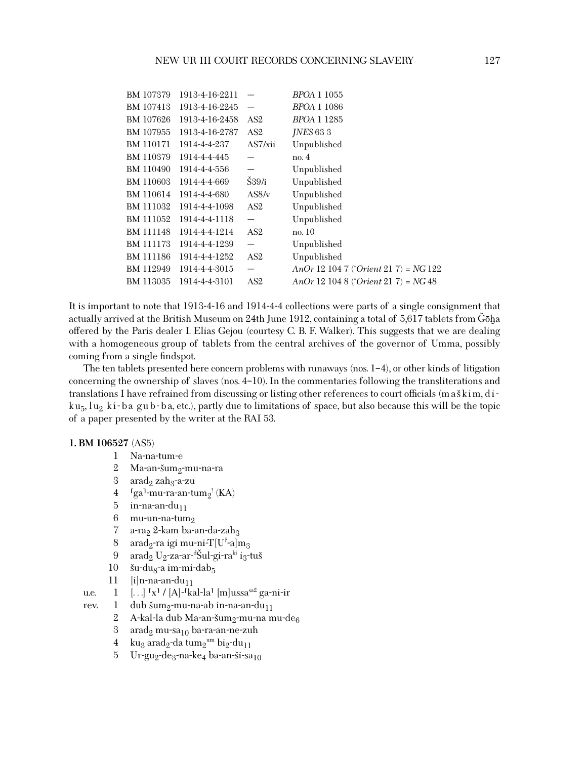| | | | |
|---|---|---|---|
| BM 107379 | 1913-4-16-2211 | — | *BPOA* 1 1055 |
| BM 107413 | 1913-4-16-2245 | — | *BPOA* 1 1086 |
| BM 107626 | 1913-4-16-2458 | AS2 | *BPOA* 1 1285 |
| BM 107955 | 1913-4-16-2787 | AS2 | *JNES* 63 3 |
| BM 110171 | 1914-4-4-237 | AS7/xii | Unpublished |
| BM 110379 | 1914-4-4-445 | — | no. 4 |
| BM 110490 | 1914-4-4-556 | — | Unpublished |
| BM 110603 | 1914-4-4-669 | Š39/i | Unpublished |
| BM 110614 | 1914-4-4-680 | AS8/v | Unpublished |
| BM 111032 | 1914-4-4-1098 | AS2 | Unpublished |
| BM 111052 | 1914-4-4-1118 | — | Unpublished |
| BM 111148 | 1914-4-4-1214 | AS2 | no. 10 |
| BM 111173 | 1914-4-4-1239 | — | Unpublished |
| BM 111186 | 1914-4-4-1252 | AS2 | Unpublished |
| BM 112949 | 1914-4-4-3015 | — | *AnOr* 12 104 7 (*Orient* 21 7) = *NG* 122 |
| BM 113035 | 1914-4-4-3101 | AS2 | *AnOr* 12 104 8 (*Orient* 21 7) = *NG* 48 |

It is important to note that 1913-4-16 and 1914-4-4 collections were parts of a single consignment that actually arrived at the British Museum on 24th June 1912, containing a total of 5,617 tablets from Ǧōḫa offered by the Paris dealer I. Elias Gejou (courtesy C. B. F. Walker). This suggests that we are dealing with a homogeneous group of tablets from the central archives of the governor of Umma, possibly coming from a single findspot.

The ten tablets presented here concern problems with runaways (nos. 1–4), or other kinds of litigation concerning the ownership of slaves (nos. 4–10). In the commentaries following the transliterations and translations I have refrained from discussing or listing other references to court officials (maškim, di-ku$_5$, lu$_2$ ki-ba gub-ba, etc.), partly due to limitations of space, but also because this will be the topic of a paper presented by the writer at the RAI 53.

**1. BM 106527** (AS5)

| | | |
|---|---|---|
| | 1 | Na-na-tum-e |
| | 2 | Ma-an-šum$_2$-mu-na-ra |
| | 3 | arad$_2$ zah$_3$-a-zu |
| | 4 | ⸢ga⸣-mu-ra-an-tum$_2$[!] (KA) |
| | 5 | in-na-an-du$_{11}$ |
| | 6 | mu-un-na-tum$_2$ |
| | 7 | a-ra$_2$ 2-kam ba-an-da-zah$_3$ |
| | 8 | arad$_2$-ra igi mu-ni-T[U?-a]m$_3$ |
| | 9 | arad$_2$ U$_2$-za-ar-$^d$Šul-gi-ra$^{ki}$ i$_3$-tuš |
| | 10 | šu-du$_8$-a im-mi-dab$_5$ |
| | 11 | [i]n-na-an-du$_{11}$ |
| u.e. | 1 | [. . .] ⸢x⸣ / [A]-⸢kal-la⸣ [m]ussa$^{sa2}$ ga-ni-ir |
| rev. | 1 | dub šum$_2$-mu-na-ab in-na-an-du$_{11}$ |
| | 2 | A-kal-la dub Ma-an-šum$_2$-mu-na mu-de$_6$ |
| | 3 | arad$_2$ mu-sa$_{10}$ ba-ra-an-ne-zuh |
| | 4 | ku$_3$ arad$_2$-da tum$_2$$^{um}$ bi$_2$-du$_{11}$ |
| | 5 | Ur-gu$_2$-de$_3$-na-ke$_4$ ba-an-ši-sa$_{10}$ |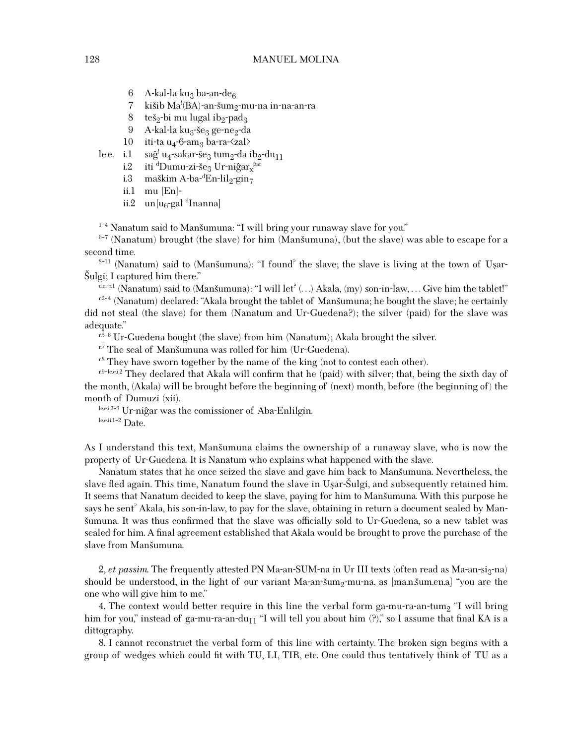6 A-kal-la ku$_3$ ba-an-de$_6$

7 kišib Ma$^!$(BA)-an-šum$_2$-mu-na in-na-an-ra

8 teš$_2$-bi mu lugal ib$_2$-pad$_3$

9 A-kal-la ku$_3$-še$_3$ ge-ne$_2$-da

10 iti-ta u$_4$-6-am$_3$ ba-ra-<zal>

le.e. i.1 saĝ$^!$ u$_4$-sakar-še$_3$ tum$_2$-da ib$_2$-du$_{11}$

i.2 iti $^d$Dumu-zi-še$_3$ Ur-niĝar$_x^{ĝar}$

i.3 maškim A-ba-$^d$En-lil$_2$-gin$_7$

ii.1 mu [En]-

ii.2 un[u$_6$-gal $^d$Inanna]

[1–4] Nanatum said to Manšumuna: "I will bring your runaway slave for you."

[6–7] (Nanatum) brought (the slave) for him (Manšumuna), (but the slave) was able to escape for a second time.

[8–11] (Nanatum) said to (Manšumuna): "I found$^?$ the slave; the slave is living at the town of Uṣar-Šulgi; I captured him there."

[u.e.–r.1] (Nanatum) said to (Manšumuna): "I will let$^?$ (…) Akala, (my) son-in-law, … Give him the tablet!"

[r.2–4] (Nanatum) declared: "Akala brought the tablet of Manšumuna; he bought the slave; he certainly did not steal (the slave) for them (Nanatum and Ur-Guedena?); the silver (paid) for the slave was adequate."

[r.5–6] Ur-Guedena bought (the slave) from him (Nanatum); Akala brought the silver.

[r.7] The seal of Manšumuna was rolled for him (Ur-Guedena).

[r.8] They have sworn together by the name of the king (not to contest each other).

[r.9–le.e.i.2] They declared that Akala will confirm that he (paid) with silver; that, being the sixth day of the month, (Akala) will be brought before the beginning of (next) month, before (the beginning of) the month of Dumuzi (xii).

[le.e.i.2–3] Ur-niĝar was the comissioner of Aba-Enlilgin.

[le.e.ii.1–2] Date.

As I understand this text, Manšumuna claims the ownership of a runaway slave, who is now the property of Ur-Guedena. It is Nanatum who explains what happened with the slave.

Nanatum states that he once seized the slave and gave him back to Manšumuna. Nevertheless, the slave fled again. This time, Nanatum found the slave in Uṣar-Šulgi, and subsequently retained him. It seems that Nanatum decided to keep the slave, paying for him to Manšumuna. With this purpose he says he sent$^?$ Akala, his son-in-law, to pay for the slave, obtaining in return a document sealed by Manšumuna. It was thus confirmed that the slave was officially sold to Ur-Guedena, so a new tablet was sealed for him. A final agreement established that Akala would be brought to prove the purchase of the slave from Manšumuna.

2, *et passim*. The frequently attested PN Ma-an-SUM-na in Ur III texts (often read as Ma-an-si$_3$-na) should be understood, in the light of our variant Ma-an-šum$_2$-mu-na, as [ma.n.šum.en.a] "you are the one who will give him to me."

4. The context would better require in this line the verbal form ga-mu-ra-an-tum$_2$ "I will bring him for you," instead of ga-mu-ra-an-du$_{11}$ "I will tell you about him (?)," so I assume that final KA is a dittography.

8. I cannot reconstruct the verbal form of this line with certainty. The broken sign begins with a group of wedges which could fit with TU, LI, TIR, etc. One could thus tentatively think of TU as a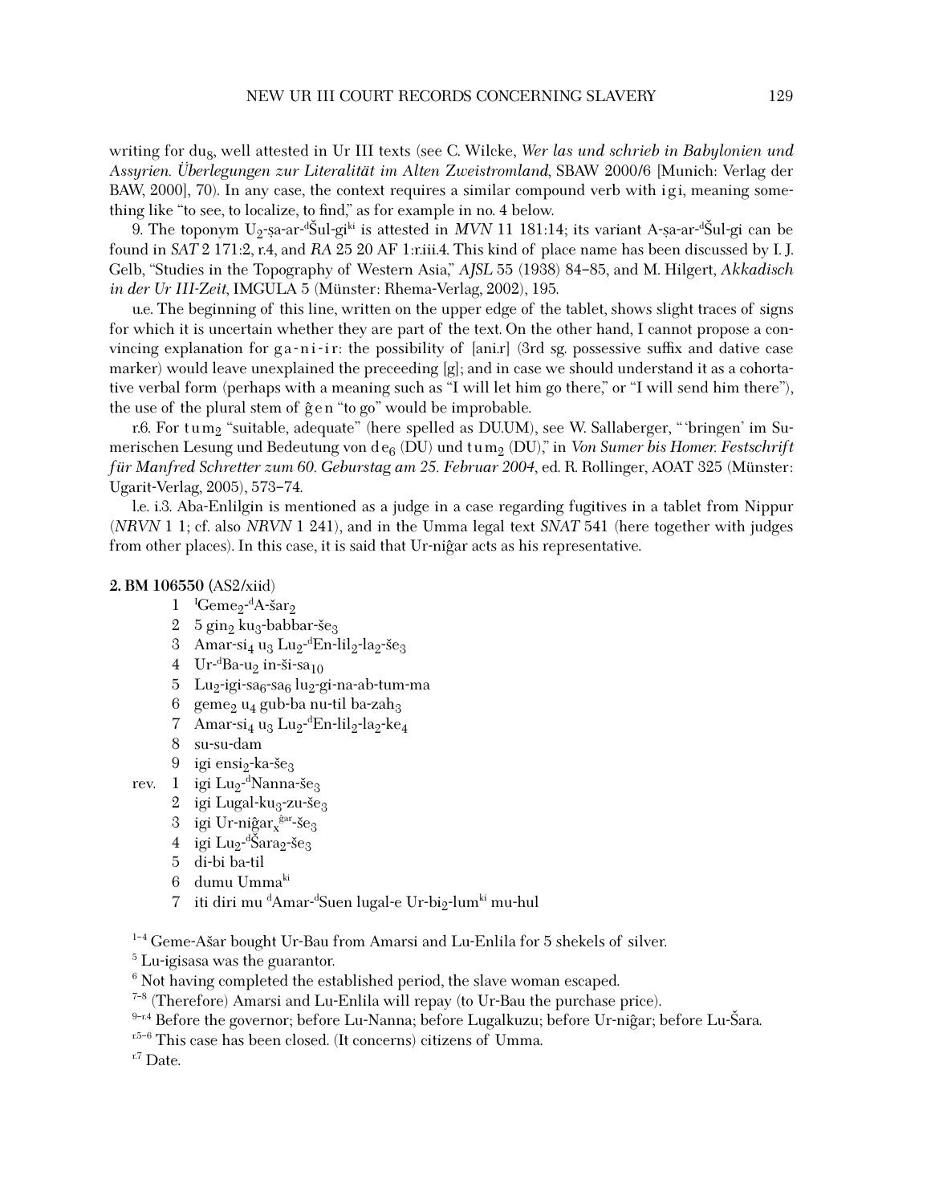writing for $du_8$, well attested in Ur III texts (see C. Wilcke, *Wer las und schrieb in Babylonien und Assyrien. Überlegungen zur Literalität im Alten Zweistromland*, SBAW 2000/6 [Munich: Verlag der BAW, 2000], 70). In any case, the context requires a similar compound verb with igi, meaning something like "to see, to localize, to find," as for example in no. 4 below.

9. The toponym $U_2$-ṣa-ar-$^d$Šul-gi$^{ki}$ is attested in *MVN* 11 181:14; its variant A-ṣa-ar-$^d$Šul-gi can be found in *SAT* 2 171:2, r.4, and *RA* 25 20 AF 1:r.iii.4. This kind of place name has been discussed by I. J. Gelb, "Studies in the Topography of Western Asia," *AJSL* 55 (1938) 84–85, and M. Hilgert, *Akkadisch in der Ur III-Zeit*, IMGULA 5 (Münster: Rhema-Verlag, 2002), 195.

u.e. The beginning of this line, written on the upper edge of the tablet, shows slight traces of signs for which it is uncertain whether they are part of the text. On the other hand, I cannot propose a convincing explanation for ga-ni-ir: the possibility of [ani.r] (3rd sg. possessive suffix and dative case marker) would leave unexplained the preceeding [g]; and in case we should understand it as a cohortative verbal form (perhaps with a meaning such as "I will let him go there," or "I will send him there"), the use of the plural stem of ĝen "to go" would be improbable.

r.6. For $tum_2$ "suitable, adequate" (here spelled as DU.UM), see W. Sallaberger, "'bringen' im Sumerischen Lesung und Bedeutung von $de_6$ (DU) und $tum_2$ (DU)," in *Von Sumer bis Homer. Festschrift für Manfred Schretter zum 60. Geburstag am 25. Februar 2004*, ed. R. Rollinger, AOAT 325 (Münster: Ugarit-Verlag, 2005), 573–74.

l.e. i.3. Aba-Enlilgin is mentioned as a judge in a case regarding fugitives in a tablet from Nippur (*NRVN* 1 1; cf. also *NRVN* 1 241), and in the Umma legal text *SNAT* 541 (here together with judges from other places). In this case, it is said that Ur-niĝar acts as his representative.

**2. BM 106550** (AS2/xiid)

1 $^f$Geme$_2$-$^d$A-šar$_2$
2 5 gin$_2$ ku$_3$-babbar-še$_3$
3 Amar-si$_4$ u$_3$ Lu$_2$-$^d$En-lil$_2$-la$_2$-še$_3$
4 Ur-$^d$Ba-u$_2$ in-ši-sa$_{10}$
5 Lu$_2$-igi-sa$_6$-sa$_6$ lu$_2$-gi-na-ab-tum-ma
6 geme$_2$ u$_4$ gub-ba nu-til ba-zah$_3$
7 Amar-si$_4$ u$_3$ Lu$_2$-$^d$En-lil$_2$-la$_2$-ke$_4$
8 su-su-dam
9 igi ensi$_2$-ka-še$_3$
rev. 1 igi Lu$_2$-$^d$Nanna-še$_3$
2 igi Lugal-ku$_3$-zu-še$_3$
3 igi Ur-niĝar$_x$$^{ĝar}$-še$_3$
4 igi Lu$_2$-$^d$Šara$_2$-še$_3$
5 di-bi ba-til
6 dumu Umma$^{ki}$
7 iti diri mu $^d$Amar-$^d$Suen lugal-e Ur-bi$_2$-lum$^{ki}$ mu-hul

1–4 Geme-Ašar bought Ur-Bau from Amarsi and Lu-Enlila for 5 shekels of silver.
5 Lu-igisasa was the guarantor.
6 Not having completed the established period, the slave woman escaped.
7–8 (Therefore) Amarsi and Lu-Enlila will repay (to Ur-Bau the purchase price).
9–r.4 Before the governor; before Lu-Nanna; before Lugalkuzu; before Ur-niĝar; before Lu-Šara.
r.5–6 This case has been closed. (It concerns) citizens of Umma.
r.7 Date.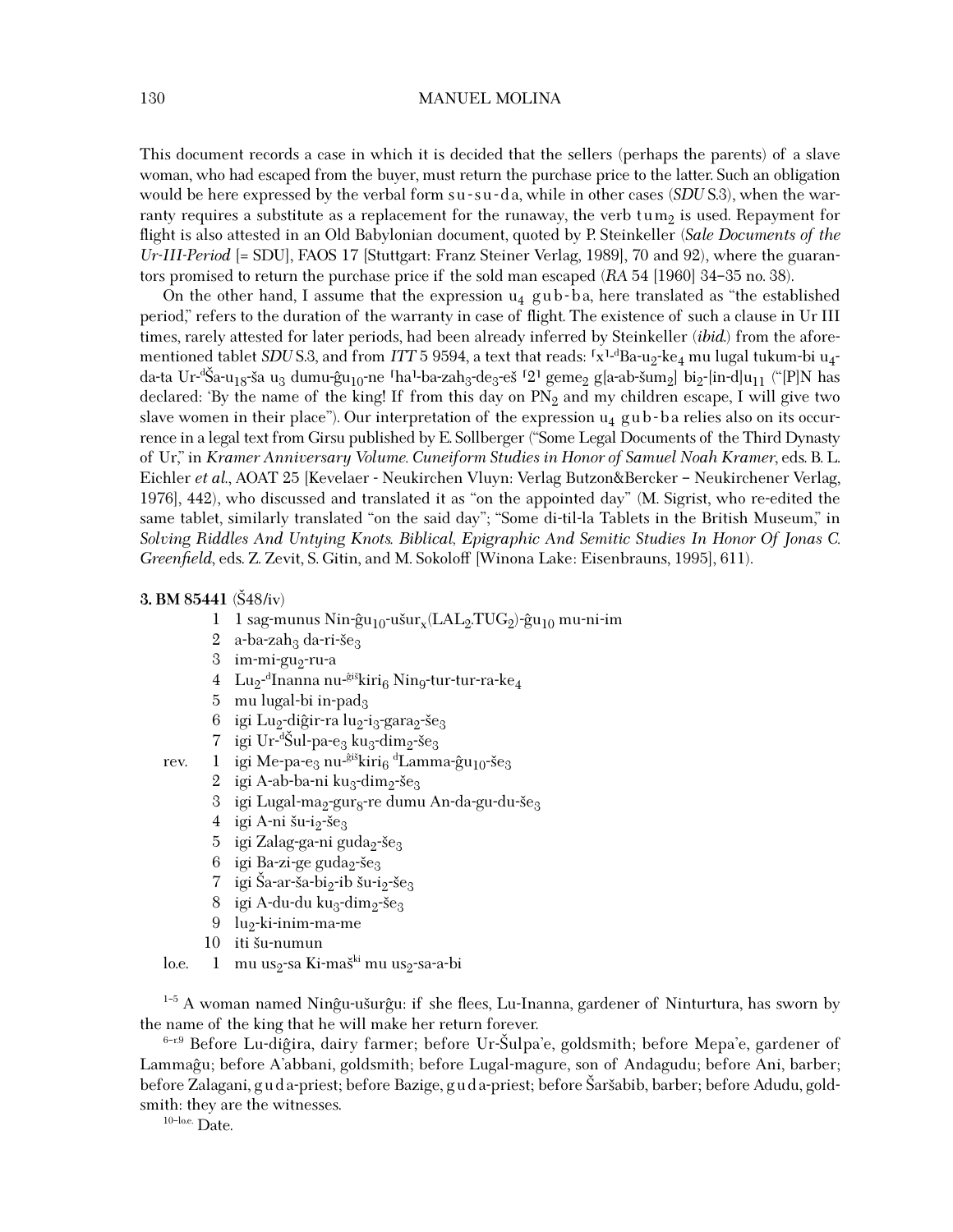This document records a case in which it is decided that the sellers (perhaps the parents) of a slave woman, who had escaped from the buyer, must return the purchase price to the latter. Such an obligation would be here expressed by the verbal form s u - s u - d a, while in other cases (*SDU* S.3), when the warranty requires a substitute as a replacement for the runaway, the verb t u m$_2$ is used. Repayment for flight is also attested in an Old Babylonian document, quoted by P. Steinkeller (*Sale Documents of the Ur-III-Period* [= SDU], FAOS 17 [Stuttgart: Franz Steiner Verlag, 1989], 70 and 92), where the guarantors promised to return the purchase price if the sold man escaped (*RA* 54 [1960] 34–35 no. 38).

On the other hand, I assume that the expression u$_4$ g u b - b a, here translated as "the established period," refers to the duration of the warranty in case of flight. The existence of such a clause in Ur III times, rarely attested for later periods, had been already inferred by Steinkeller (*ibid.*) from the aforementioned tablet *SDU* S.3, and from *ITT* 5 9594, a text that reads: ⌜x⌝-$^d$Ba-u$_2$-ke$_4$ mu lugal tukum-bi u$_4$-da-ta Ur-$^d$Ša-u$_{18}$-ša u$_3$ dumu-ĝu$_{10}$-ne ⌜ha⌝-ba-zah$_3$-de$_3$-eš ⌜2⌝ geme$_2$ g[a-ab-šum$_2$] bi$_2$-[in-d]u$_{11}$ ("[P]N has declared: 'By the name of the king! If from this day on PN$_2$ and my children escape, I will give two slave women in their place"). Our interpretation of the expression u$_4$ g u b - b a relies also on its occurrence in a legal text from Girsu published by E. Sollberger ("Some Legal Documents of the Third Dynasty of Ur," in *Kramer Anniversary Volume. Cuneiform Studies in Honor of Samuel Noah Kramer*, eds. B. L. Eichler *et al.*, AOAT 25 [Kevelaer - Neukirchen Vluyn: Verlag Butzon&Bercker – Neukirchener Verlag, 1976], 442), who discussed and translated it as "on the appointed day" (M. Sigrist, who re-edited the same tablet, similarly translated "on the said day"; "Some di-til-la Tablets in the British Museum," in *Solving Riddles And Untying Knots. Biblical, Epigraphic And Semitic Studies In Honor Of Jonas C. Greenfield*, eds. Z. Zevit, S. Gitin, and M. Sokoloff [Winona Lake: Eisenbrauns, 1995], 611).

**3. BM 85441** (Š48/iv)

|  |  |  |
|---|---|---|
|  | 1 | 1 sag-munus Nin-ĝu$_{10}$-ušur$_x$(LAL$_2$.TUG$_2$)-ĝu$_{10}$ mu-ni-im |
|  | 2 | a-ba-zah$_3$ da-ri-še$_3$ |
|  | 3 | im-mi-gu$_2$-ru-a |
|  | 4 | Lu$_2$-$^d$Inanna nu-$^{ĝiš}$kiri$_6$ Nin$_9$-tur-tur-ra-ke$_4$ |
|  | 5 | mu lugal-bi in-pad$_3$ |
|  | 6 | igi Lu$_2$-diĝir-ra lu$_2$-i$_3$-gara$_2$-še$_3$ |
|  | 7 | igi Ur-$^d$Šul-pa-e$_3$ ku$_3$-dim$_2$-še$_3$ |
| rev. | 1 | igi Me-pa-e$_3$ nu-$^{ĝiš}$kiri$_6$ $^d$Lamma-ĝu$_{10}$-še$_3$ |
|  | 2 | igi A-ab-ba-ni ku$_3$-dim$_2$-še$_3$ |
|  | 3 | igi Lugal-ma$_2$-gur$_8$-re dumu An-da-gu-du-še$_3$ |
|  | 4 | igi A-ni šu-i$_2$-še$_3$ |
|  | 5 | igi Zalag-ga-ni guda$_2$-še$_3$ |
|  | 6 | igi Ba-zi-ge guda$_2$-še$_3$ |
|  | 7 | igi Ša-ar-ša-bi$_2$-ib šu-i$_2$-še$_3$ |
|  | 8 | igi A-du-du ku$_3$-dim$_2$-še$_3$ |
|  | 9 | lu$_2$-ki-inim-ma-me |
|  | 10 | iti šu-numun |
| lo.e. | 1 | mu us$_2$-sa Ki-maš$^{ki}$ mu us$_2$-sa-a-bi |

1–5 A woman named Ninĝu-ušurĝu: if she flees, Lu-Inanna, gardener of Ninturtura, has sworn by the name of the king that he will make her return forever.

6–r.9 Before Lu-diĝira, dairy farmer; before Ur-Šulpa'e, goldsmith; before Mepa'e, gardener of Lammaĝu; before A'abbani, goldsmith; before Lugal-magure, son of Andagudu; before Ani, barber; before Zalagani, g u d a-priest; before Bazige, g u d a-priest; before Šaršabib, barber; before Adudu, goldsmith: they are the witnesses.

10–lo.e. Date.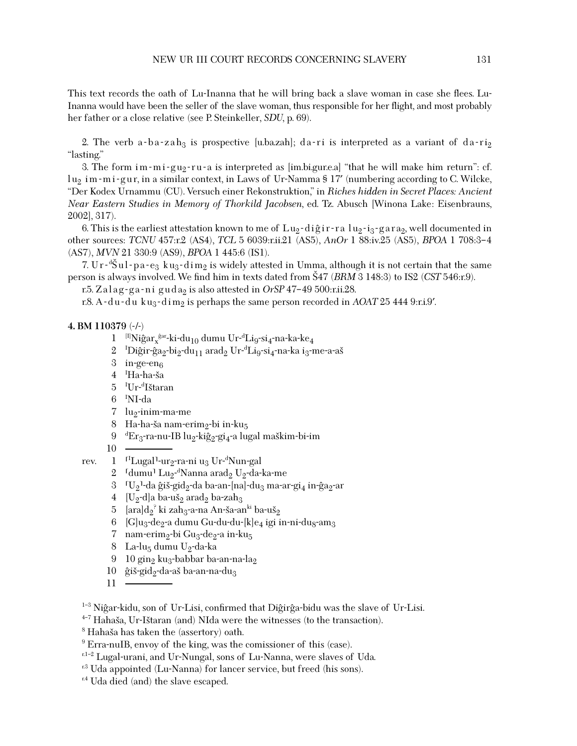This text records the oath of Lu-Inanna that he will bring back a slave woman in case she flees. Lu-Inanna would have been the seller of the slave woman, thus responsible for her flight, and most probably her father or a close relative (see P. Steinkeller, *SDU*, p. 69).

2. The verb a-ba-zah$_3$ is prospective [u.ba.zah]; da-ri is interpreted as a variant of da-ri$_2$ "lasting."

3. The form im-mi-gu$_2$-ru-a is interpreted as [im.bi.gur.e.a] "that he will make him return": cf. lu$_2$ im-mi-gur, in a similar context, in Laws of Ur-Namma § 17′ (numbering according to C. Wilcke, "Der Kodex Urnammu (CU). Versuch einer Rekonstruktion," in *Riches hidden in Secret Places: Ancient Near Eastern Studies in Memory of Thorkild Jacobsen*, ed. Tz. Abusch [Winona Lake: Eisenbrauns, 2002], 317).

6. This is the earliest attestation known to me of Lu$_2$-diĝir-ra lu$_2$-i$_3$-gara$_2$, well documented in other sources: *TCNU* 457:r.2 (AS4), *TCL* 5 6039:r.ii.21 (AS5), *AnOr* 1 88:iv.25 (AS5), *BPOA* 1 708:3–4 (AS7), *MVN* 21 330:9 (AS9), *BPOA* 1 445:6 (IS1).

7. Ur-$^d$Šul-pa-e$_3$ ku$_3$-dim$_2$ is widely attested in Umma, although it is not certain that the same person is always involved. We find him in texts dated from Š47 (*BRM* 3 148:3) to IS2 (*CST* 546:r.9).

r.5. Zalag-ga-ni guda$_2$ is also attested in *OrSP* 47–49 500:r.ii.28.

r.8. A-du-du ku$_3$-dim$_2$ is perhaps the same person recorded in *AOAT* 25 444 9:r.i.9′.

**4. BM 110379** (-/-)

1 $^{[I]}$Niĝar$_x^{ĝar}$-ki-du$_{10}$ dumu Ur-$^d$Li$_9$-si$_4$-na-ka-ke$_4$
2 $^I$Diĝir-ĝa$_2$-bi$_2$-du$_{11}$ arad$_2$ Ur-$^d$Li$_9$-si$_4$-na-ka i$_3$-me-a-aš
3 in-ge-en$_6$
4 $^I$Ha-ha-ša
5 $^I$Ur-$^d$Ištaran
6 $^I$NI-da
7 lu$_2$-inim-ma-me
8 Ha-ha-ša nam-erim$_2$-bi in-ku$_5$
9 $^d$Er$_3$-ra-nu-IB lu$_2$-kiĝ$_2$-gi$_4$-a lugal maškim-bi-im
10 ――――

rev. 1 ⌜$^I$Lugal⌝-ur$_2$-ra-ni u$_3$ Ur-$^d$Nun-gal
2 ⌜dumu⌝ Lu$_2$-$^d$Nanna arad$_2$ U$_2$-da-ka-me
3 ⌜U$_2$⌝-da ĝiš-gid$_2$-da ba-an-[na]-du$_3$ ma-ar-gi$_4$ in-ĝa$_2$-ar
4 [U$_2$-d]a ba-uš$_2$ arad$_2$ ba-zah$_3$
5 [ara]d$_2$$^?$ ki zah$_3$-a-na An-ša-an$^{ki}$ ba-uš$_2$
6 [G]u$_3$-de$_2$-a dumu Gu-du-du-[k]e$_4$ igi in-ni-du$_8$-am$_3$
7 nam-erim$_2$-bi Gu$_3$-de$_2$-a in-ku$_5$
8 La-lu$_5$ dumu U$_2$-da-ka
9 10 gin$_2$ ku$_3$-babbar ba-an-na-la$_2$
10 ĝiš-gid$_2$-da-aš ba-an-na-du$_3$
11 ――――

$^{1–3}$ Niĝar-kidu, son of Ur-Lisi, confirmed that Diĝirĝa-bidu was the slave of Ur-Lisi.
$^{4–7}$ Hahaša, Ur-Ištaran (and) NIda were the witnesses (to the transaction).
$^{8}$ Hahaša has taken the (assertory) oath.
$^{9}$ Erra-nuIB, envoy of the king, was the comissioner of this (case).
$^{r.1–2}$ Lugal-urani, and Ur-Nungal, sons of Lu-Nanna, were slaves of Uda.
$^{r.3}$ Uda appointed (Lu-Nanna) for lancer service, but freed (his sons).
$^{r.4}$ Uda died (and) the slave escaped.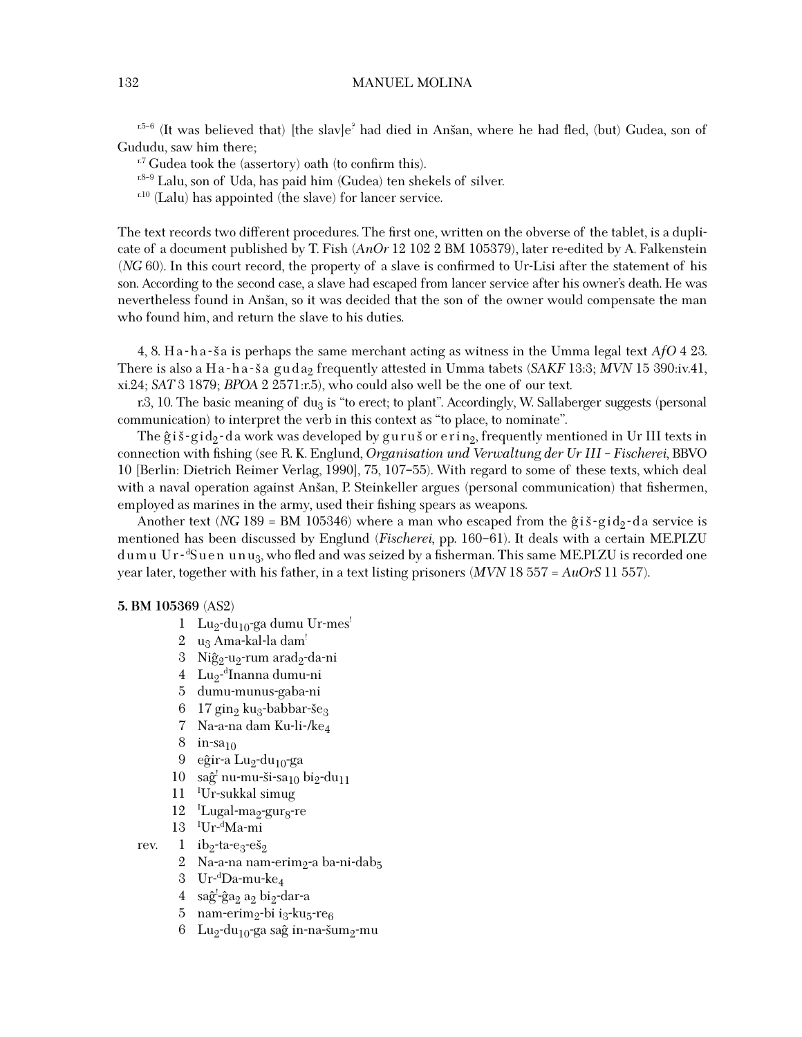$^{r.5–6}$ (It was believed that) [the slav]e$^{?}$ had died in Anšan, where he had fled, (but) Gudea, son of Gududu, saw him there;

$^{r.7}$ Gudea took the (assertory) oath (to confirm this).

$^{r.8–9}$ Lalu, son of Uda, has paid him (Gudea) ten shekels of silver.

$^{r.10}$ (Lalu) has appointed (the slave) for lancer service.

The text records two different procedures. The first one, written on the obverse of the tablet, is a duplicate of a document published by T. Fish (*AnOr* 12 102 2 BM 105379), later re-edited by A. Falkenstein (*NG* 60). In this court record, the property of a slave is confirmed to Ur-Lisi after the statement of his son. According to the second case, a slave had escaped from lancer service after his owner's death. He was nevertheless found in Anšan, so it was decided that the son of the owner would compensate the man who found him, and return the slave to his duties.

4, 8. Ha-ha-ša is perhaps the same merchant acting as witness in the Umma legal text *AfO* 4 23. There is also a Ha-ha-ša guda$_2$ frequently attested in Umma tabets (*SAKF* 13:3; *MVN* 15 390:iv.41, xi.24; *SAT* 3 1879; *BPOA* 2 2571:r.5), who could also well be the one of our text.

r.3, 10. The basic meaning of du$_3$ is "to erect; to plant". Accordingly, W. Sallaberger suggests (personal communication) to interpret the verb in this context as "to place, to nominate".

The ĝiš-gid$_2$-da work was developed by guruš or erin$_2$, frequently mentioned in Ur III texts in connection with fishing (see R. K. Englund, *Organisation und Verwaltung der Ur III - Fischerei*, BBVO 10 [Berlin: Dietrich Reimer Verlag, 1990], 75, 107–55). With regard to some of these texts, which deal with a naval operation against Anšan, P. Steinkeller argues (personal communication) that fishermen, employed as marines in the army, used their fishing spears as weapons.

Another text (*NG* 189 = BM 105346) where a man who escaped from the ĝiš-gid$_2$-da service is mentioned has been discussed by Englund (*Fischerei*, pp. 160–61). It deals with a certain ME.PI.ZU dumu Ur-$^{d}$Suen unu$_3$, who fled and was seized by a fisherman. This same ME.PI.ZU is recorded one year later, together with his father, in a text listing prisoners (*MVN* 18 557 = *AuOrS* 11 557).

**5. BM 105369** (AS2)

| | | |
|---|---|---|
| | 1 | Lu$_2$-du$_{10}$-ga dumu Ur-mes$^{!}$ |
| | 2 | u$_3$ Ama-kal-la dam$^{!}$ |
| | 3 | Niĝ$_2$-u$_2$-rum arad$_2$-da-ni |
| | 4 | Lu$_2$-$^{d}$Inanna dumu-ni |
| | 5 | dumu-munus-gaba-ni |
| | 6 | 17 gin$_2$ ku$_3$-babbar-še$_3$ |
| | 7 | Na-a-na dam Ku-li-/ke$_4$ |
| | 8 | in-sa$_{10}$ |
| | 9 | eĝir-a Lu$_2$-du$_{10}$-ga |
| | 10 | saĝ$^{!}$ nu-mu-ši-sa$_{10}$ bi$_2$-du$_{11}$ |
| | 11 | $^{I}$Ur-sukkal simug |
| | 12 | $^{I}$Lugal-ma$_2$-gur$_8$-re |
| | 13 | $^{I}$Ur-$^{d}$Ma-mi |
| rev. | 1 | ib$_2$-ta-e$_3$-eš$_2$ |
| | 2 | Na-a-na nam-erim$_2$-a ba-ni-dab$_5$ |
| | 3 | Ur-$^{d}$Da-mu-ke$_4$ |
| | 4 | saĝ$^{!}$-ĝa$_2$ a$_2$ bi$_2$-dar-a |
| | 5 | nam-erim$_2$-bi i$_3$-ku$_5$-re$_6$ |
| | 6 | Lu$_2$-du$_{10}$-ga saĝ in-na-šum$_2$-mu |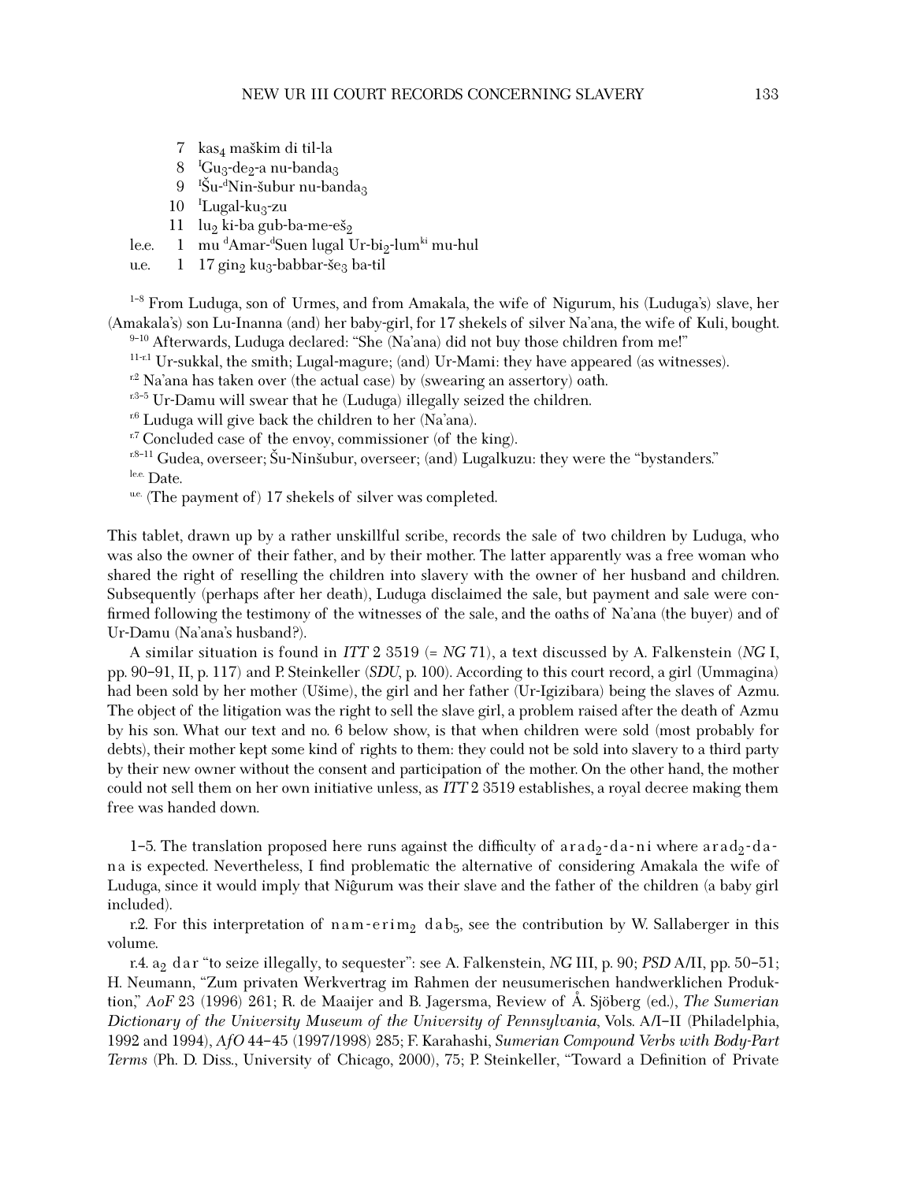7 kas$_4$ maškim di til-la

8 [I]Gu$_3$-de$_2$-a nu-banda$_3$

9 [I]Šu-[d]Nin-šubur nu-banda$_3$

10 [I]Lugal-ku$_3$-zu

11 lu$_2$ ki-ba gub-ba-me-eš$_2$

le.e. 1 mu [d]Amar-[d]Suen lugal Ur-bi$_2$-lum[ki] mu-hul

u.e. 1 17 gin$_2$ ku$_3$-babbar-še$_3$ ba-til

[1–8] From Luduga, son of Urmes, and from Amakala, the wife of Nigurum, his (Luduga's) slave, her (Amakala's) son Lu-Inanna (and) her baby-girl, for 17 shekels of silver Na'ana, the wife of Kuli, bought.

[9–10] Afterwards, Luduga declared: "She (Na'ana) did not buy those children from me!"

[11–r.1] Ur-sukkal, the smith; Lugal-magure; (and) Ur-Mami: they have appeared (as witnesses).

[r.2] Na'ana has taken over (the actual case) by (swearing an assertory) oath.

[r.3–5] Ur-Damu will swear that he (Luduga) illegally seized the children.

[r.6] Luduga will give back the children to her (Na'ana).

[r.7] Concluded case of the envoy, commissioner (of the king).

[r.8–11] Gudea, overseer; Šu-Ninšubur, overseer; (and) Lugalkuzu: they were the "bystanders."

[le.e.] Date.

[u.e.] (The payment of) 17 shekels of silver was completed.

This tablet, drawn up by a rather unskillful scribe, records the sale of two children by Luduga, who was also the owner of their father, and by their mother. The latter apparently was a free woman who shared the right of reselling the children into slavery with the owner of her husband and children. Subsequently (perhaps after her death), Luduga disclaimed the sale, but payment and sale were confirmed following the testimony of the witnesses of the sale, and the oaths of Na'ana (the buyer) and of Ur-Damu (Na'ana's husband?).

A similar situation is found in *ITT* 2 3519 (= *NG* 71), a text discussed by A. Falkenstein (*NG* I, pp. 90–91, II, p. 117) and P. Steinkeller (*SDU*, p. 100). According to this court record, a girl (Ummagina) had been sold by her mother (Ušime), the girl and her father (Ur-Igizibara) being the slaves of Azmu. The object of the litigation was the right to sell the slave girl, a problem raised after the death of Azmu by his son. What our text and no. 6 below show, is that when children were sold (most probably for debts), their mother kept some kind of rights to them: they could not be sold into slavery to a third party by their new owner without the consent and participation of the mother. On the other hand, the mother could not sell them on her own initiative unless, as *ITT* 2 3519 establishes, a royal decree making them free was handed down.

1–5. The translation proposed here runs against the difficulty of arad$_2$-da-ni where arad$_2$-da-na is expected. Nevertheless, I find problematic the alternative of considering Amakala the wife of Luduga, since it would imply that Niĝurum was their slave and the father of the children (a baby girl included).

r.2. For this interpretation of nam-erim$_2$ dab$_5$, see the contribution by W. Sallaberger in this volume.

r.4. a$_2$ dar "to seize illegally, to sequester": see A. Falkenstein, *NG* III, p. 90; *PSD* A/II, pp. 50–51; H. Neumann, "Zum privaten Werkvertrag im Rahmen der neusumerischen handwerklichen Produktion," *AoF* 23 (1996) 261; R. de Maaijer and B. Jagersma, Review of Å. Sjöberg (ed.), *The Sumerian Dictionary of the University Museum of the University of Pennsylvania*, Vols. A/I–II (Philadelphia, 1992 and 1994), *AfO* 44–45 (1997/1998) 285; F. Karahashi, *Sumerian Compound Verbs with Body-Part Terms* (Ph. D. Diss., University of Chicago, 2000), 75; P. Steinkeller, "Toward a Definition of Private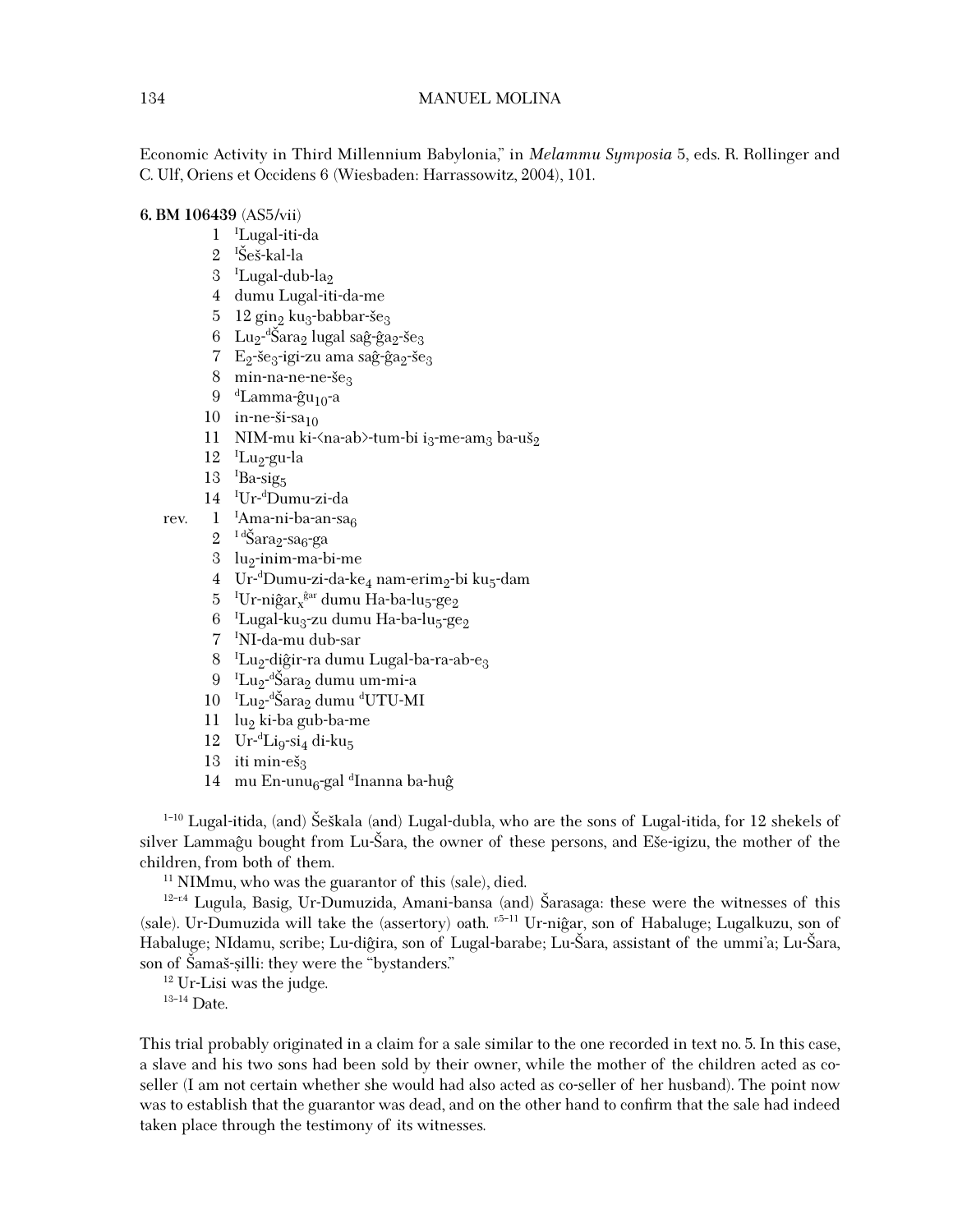Economic Activity in Third Millennium Babylonia," in *Melammu Symposia* 5, eds. R. Rollinger and C. Ulf, Oriens et Occidens 6 (Wiesbaden: Harrassowitz, 2004), 101.

**6. BM 106439** (AS5/vii)

1 ᴵLugal-iti-da
2 ᴵŠeš-kal-la
3 ᴵLugal-dub-$la_2$
4 dumu Lugal-iti-da-me
5 12 $gin_2$ $ku_3$-babbar-$še_3$
6 $Lu_2$-ᵈ$Šara_2$ lugal saĝ-$ĝa_2$-$še_3$
7 $E_2$-$še_3$-igi-zu ama saĝ-$ĝa_2$-$še_3$
8 min-na-ne-ne-$še_3$
9 ᵈLamma-$ĝu_{10}$-a
10 in-ne-ši-$sa_{10}$
11 NIM-mu ki-<na-ab>-tum-bi $i_3$-me-$am_3$ ba-$uš_2$
12 ᴵ$Lu_2$-gu-la
13 ᴵBa-$sig_5$
14 ᴵUr-ᵈDumu-zi-da

rev. 1 ᴵAma-ni-ba-an-$sa_6$
2 ᴵ ᵈ$Šara_2$-$sa_6$-ga
3 $lu_2$-inim-ma-bi-me
4 Ur-ᵈDumu-zi-da-$ke_4$ nam-$erim_2$-bi $ku_5$-dam
5 ᴵUr-$niĝar_x^{ĝar}$ dumu Ha-ba-$lu_5$-$ge_2$
6 ᴵLugal-$ku_3$-zu dumu Ha-ba-$lu_5$-$ge_2$
7 ᴵNI-da-mu dub-sar
8 ᴵ$Lu_2$-diĝir-ra dumu Lugal-ba-ra-ab-$e_3$
9 ᴵ$Lu_2$-ᵈ$Šara_2$ dumu um-mi-a
10 ᴵ$Lu_2$-ᵈ$Šara_2$ dumu ᵈUTU-MI
11 $lu_2$ ki-ba gub-ba-me
12 Ur-ᵈ$Li_9$-$si_4$ di-$ku_5$
13 iti min-$eš_3$
14 mu En-$unu_6$-gal ᵈInanna ba-huĝ

[1–10] Lugal-itida, (and) Šeškala (and) Lugal-dubla, who are the sons of Lugal-itida, for 12 shekels of silver Lammaĝu bought from Lu-Šara, the owner of these persons, and Eše-igizu, the mother of the children, from both of them.

[11] NIMmu, who was the guarantor of this (sale), died.

[12–r.4] Lugula, Basig, Ur-Dumuzida, Amani-bansa (and) Šarasaga: these were the witnesses of this (sale). Ur-Dumuzida will take the (assertory) oath. [r.5–11] Ur-niĝar, son of Habaluge; Lugalkuzu, son of Habaluge; NIdamu, scribe; Lu-diĝira, son of Lugal-barabe; Lu-Šara, assistant of the ummi'a; Lu-Šara, son of Šamaš-ṣilli: they were the "bystanders."

[12] Ur-Lisi was the judge.

[13–14] Date.

This trial probably originated in a claim for a sale similar to the one recorded in text no. 5. In this case, a slave and his two sons had been sold by their owner, while the mother of the children acted as co-seller (I am not certain whether she would had also acted as co-seller of her husband). The point now was to establish that the guarantor was dead, and on the other hand to confirm that the sale had indeed taken place through the testimony of its witnesses.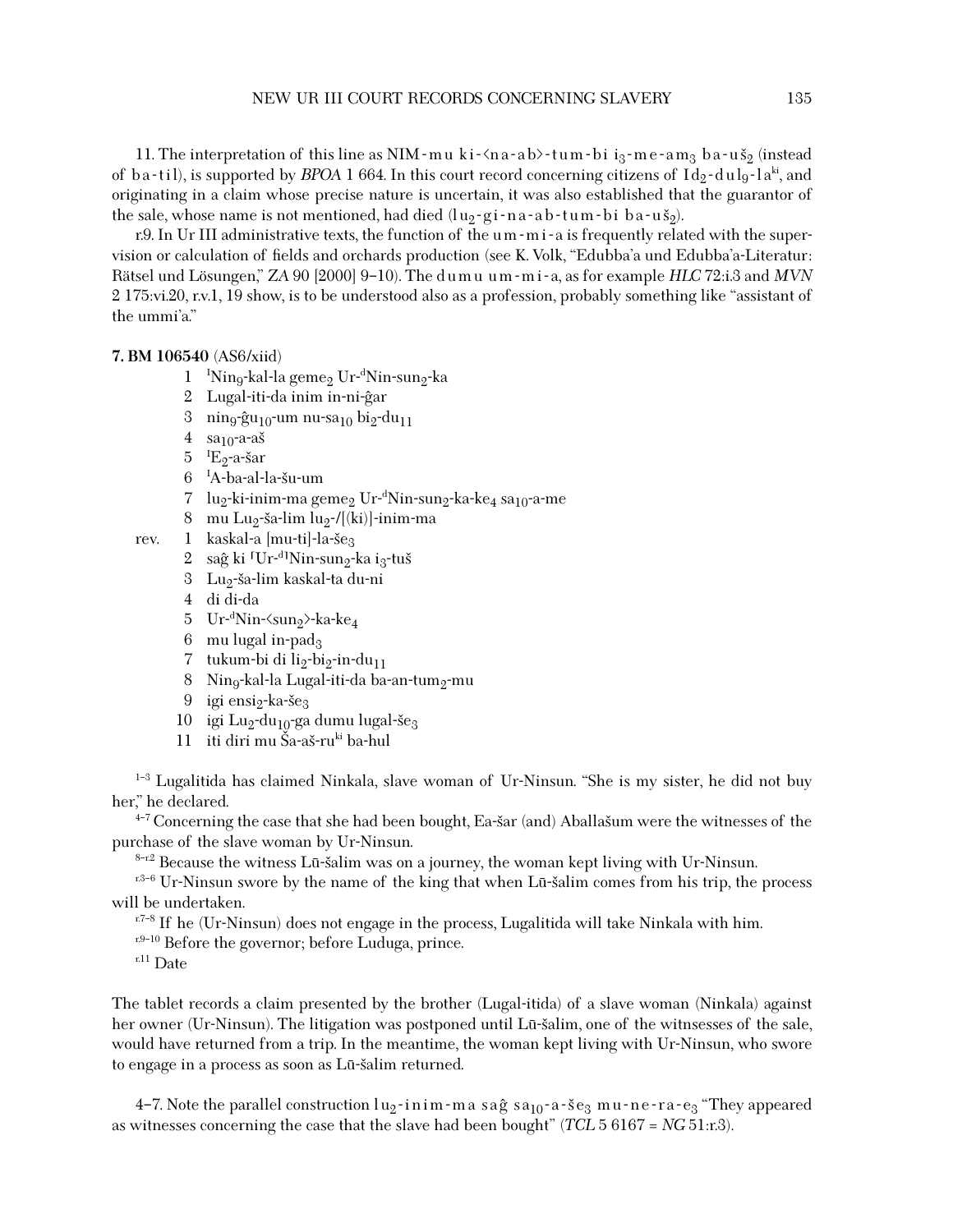11. The interpretation of this line as NIM-mu ki-‹na-ab›-tum-bi $i_3$-me-$am_3$ ba-$uš_2$ (instead of ba-til), is supported by *BPOA* 1 664. In this court record concerning citizens of $Id_2$-$dul_9$-la[ki], and originating in a claim whose precise nature is uncertain, it was also established that the guarantor of the sale, whose name is not mentioned, had died ($lu_2$-gi-na-ab-tum-bi ba-$uš_2$).

r.9. In Ur III administrative texts, the function of the um-mi-a is frequently related with the supervision or calculation of fields and orchards production (see K. Volk, "Edubba'a und Edubba'a-Literatur: Rätsel und Lösungen," *ZA* 90 [2000] 9–10). The dumu um-mi-a, as for example *HLC* 72:i.3 and *MVN* 2 175:vi.20, r.v.1, 19 show, is to be understood also as a profession, probably something like "assistant of the ummi'a."

**7. BM 106540** (AS6/xiid)

| | | |
|---|---|---|
| | 1 | [f]$Nin_9$-kal-la $geme_2$ Ur-[d]Nin-$sun_2$-ka |
| | 2 | Lugal-iti-da inim in-ni-ĝar |
| | 3 | $nin_9$-$ĝu_{10}$-um nu-$sa_{10}$ $bi_2$-$du_{11}$ |
| | 4 | $sa_{10}$-a-aš |
| | 5 | [f]$E_2$-a-šar |
| | 6 | [f]A-ba-al-la-šu-um |
| | 7 | $lu_2$-ki-inim-ma $geme_2$ Ur-[d]Nin-$sun_2$-ka-$ke_4$ $sa_{10}$-a-me |
| | 8 | mu $Lu_2$-ša-lim $lu_2$-/[(ki)]-inim-ma |
| rev. | 1 | kaskal-a [mu-ti]-la-$še_3$ |
| | 2 | saĝ ki ⌜Ur-[d]⌝Nin-$sun_2$-ka $i_3$-tuš |
| | 3 | $Lu_2$-ša-lim kaskal-ta du-ni |
| | 4 | di di-da |
| | 5 | Ur-[d]Nin-‹$sun_2$›-ka-$ke_4$ |
| | 6 | mu lugal in-$pad_3$ |
| | 7 | tukum-bi di $li_2$-$bi_2$-in-$du_{11}$ |
| | 8 | $Nin_9$-kal-la Lugal-iti-da ba-an-$tum_2$-mu |
| | 9 | igi $ensi_2$-ka-$še_3$ |
| | 10 | igi $Lu_2$-$du_{10}$-ga dumu lugal-$še_3$ |
| | 11 | iti diri mu Ša-aš-ru[ki] ba-hul |

[1–3] Lugalitida has claimed Ninkala, slave woman of Ur-Ninsun. "She is my sister, he did not buy her," he declared.

[4–7] Concerning the case that she had been bought, Ea-šar (and) Aballašum were the witnesses of the purchase of the slave woman by Ur-Ninsun.

[8–r.2] Because the witness Lū-šalim was on a journey, the woman kept living with Ur-Ninsun.

[r.3–6] Ur-Ninsun swore by the name of the king that when Lū-šalim comes from his trip, the process will be undertaken.

[r.7–8] If he (Ur-Ninsun) does not engage in the process, Lugalitida will take Ninkala with him.

[r.9–10] Before the governor; before Luduga, prince.

[r.11] Date

The tablet records a claim presented by the brother (Lugal-itida) of a slave woman (Ninkala) against her owner (Ur-Ninsun). The litigation was postponed until Lū-šalim, one of the witnsesses of the sale, would have returned from a trip. In the meantime, the woman kept living with Ur-Ninsun, who swore to engage in a process as soon as Lū-šalim returned.

4–7. Note the parallel construction $lu_2$-inim-ma saĝ $sa_{10}$-a-$še_3$ mu-ne-ra-$e_3$ "They appeared as witnesses concerning the case that the slave had been bought" (*TCL* 5 6167 = *NG* 51:r.3).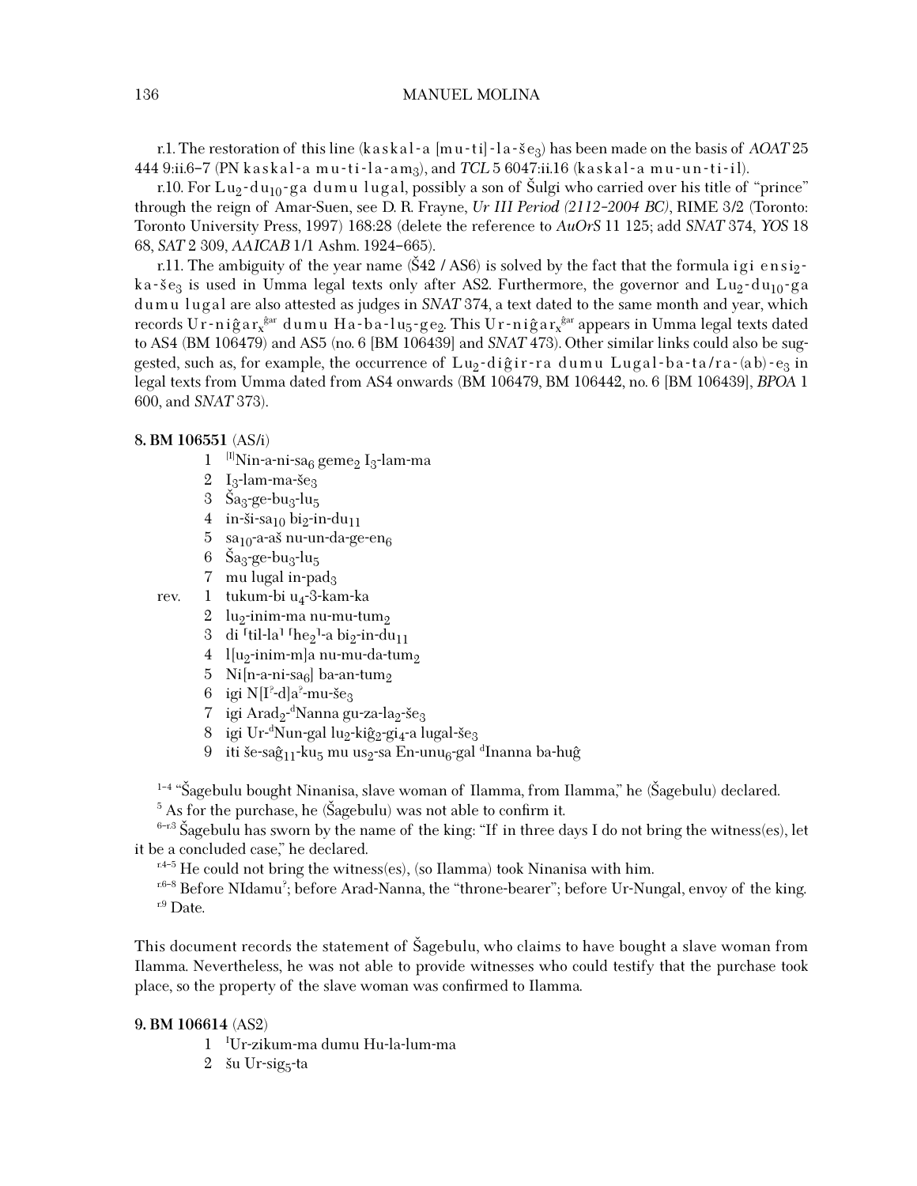r.1. The restoration of this line (k a s k a l - a [m u - t i] - l a - š e$_3$) has been made on the basis of *AOAT* 25 444 9:ii.6–7 (PN k a s k a l - a m u - t i - l a - a m$_3$), and *TCL* 5 6047:ii.16 (k a s k a l - a m u - u n - t i - i l).

r.10. For L u$_2$ - d u$_{10}$ - g a d u m u l u g a l, possibly a son of Šulgi who carried over his title of "prince" through the reign of Amar-Suen, see D. R. Frayne, *Ur III Period (2112–2004 BC)*, RIME 3/2 (Toronto: Toronto University Press, 1997) 168:28 (delete the reference to *AuOrS* 11 125; add *SNAT* 374, *YOS* 18 68, *SAT* 2 309, *AAICAB* 1/1 Ashm. 1924–665).

r.11. The ambiguity of the year name (Š42 / AS6) is solved by the fact that the formula i g i e n s i$_2$ - k a - š e$_3$ is used in Umma legal texts only after AS2. Furthermore, the governor and L u$_2$ - d u$_{10}$ - g a d u m u l u g a l are also attested as judges in *SNAT* 374, a text dated to the same month and year, which records U r - n i ĝ a r$_x^{ĝar}$ d u m u H a - b a - l u$_5$ - g e$_2$. This U r - n i ĝ a r$_x^{ĝar}$ appears in Umma legal texts dated to AS4 (BM 106479) and AS5 (no. 6 [BM 106439] and *SNAT* 473). Other similar links could also be suggested, such as, for example, the occurrence of L u$_2$ - d i ĝ i r - r a d u m u L u g a l - b a - t a / r a - (a b) - e$_3$ in legal texts from Umma dated from AS4 onwards (BM 106479, BM 106442, no. 6 [BM 106439], *BPOA* 1 600, and *SNAT* 373).

**8. BM 106551** (AS/i)

1 [I]Nin-a-ni-sa$_6$ geme$_2$ I$_3$-lam-ma
2 I$_3$-lam-ma-še$_3$
3 Ša$_3$-ge-bu$_3$-lu$_5$
4 in-ši-sa$_{10}$ bi$_2$-in-du$_{11}$
5 sa$_{10}$-a-aš nu-un-da-ge-en$_6$
6 Ša$_3$-ge-bu$_3$-lu$_5$
7 mu lugal in-pad$_3$

rev. 1 tukum-bi u$_4$-3-kam-ka
2 lu$_2$-inim-ma nu-mu-tum$_2$
3 di ⌈til-la⌉ ⌈he$_2$⌉-a bi$_2$-in-du$_{11}$
4 l[u$_2$-inim-m]a nu-mu-da-tum$_2$
5 Ni[n-a-ni-sa$_6$] ba-an-tum$_2$
6 igi N[I?-d]a?-mu-še$_3$
7 igi Arad$_2$-dNanna gu-za-la$_2$-še$_3$
8 igi Ur-dNun-gal lu$_2$-kiĝ$_2$-gi$_4$-a lugal-še$_3$
9 iti še-saĝ$_{11}$-ku$_5$ mu us$_2$-sa En-unu$_6$-gal dInanna ba-huĝ

1–4 "Šagebulu bought Ninanisa, slave woman of Ilamma, from Ilamma," he (Šagebulu) declared.

5 As for the purchase, he (Šagebulu) was not able to confirm it.

6–r.3 Šagebulu has sworn by the name of the king: "If in three days I do not bring the witness(es), let it be a concluded case," he declared.

r.4–5 He could not bring the witness(es), (so Ilamma) took Ninanisa with him.

r.6–8 Before NIdamu?; before Arad-Nanna, the "throne-bearer"; before Ur-Nungal, envoy of the king.

r.9 Date.

This document records the statement of Šagebulu, who claims to have bought a slave woman from Ilamma. Nevertheless, he was not able to provide witnesses who could testify that the purchase took place, so the property of the slave woman was confirmed to Ilamma.

**9. BM 106614** (AS2)

1 IUr-zikum-ma dumu Hu-la-lum-ma
2 šu Ur-sig$_5$-ta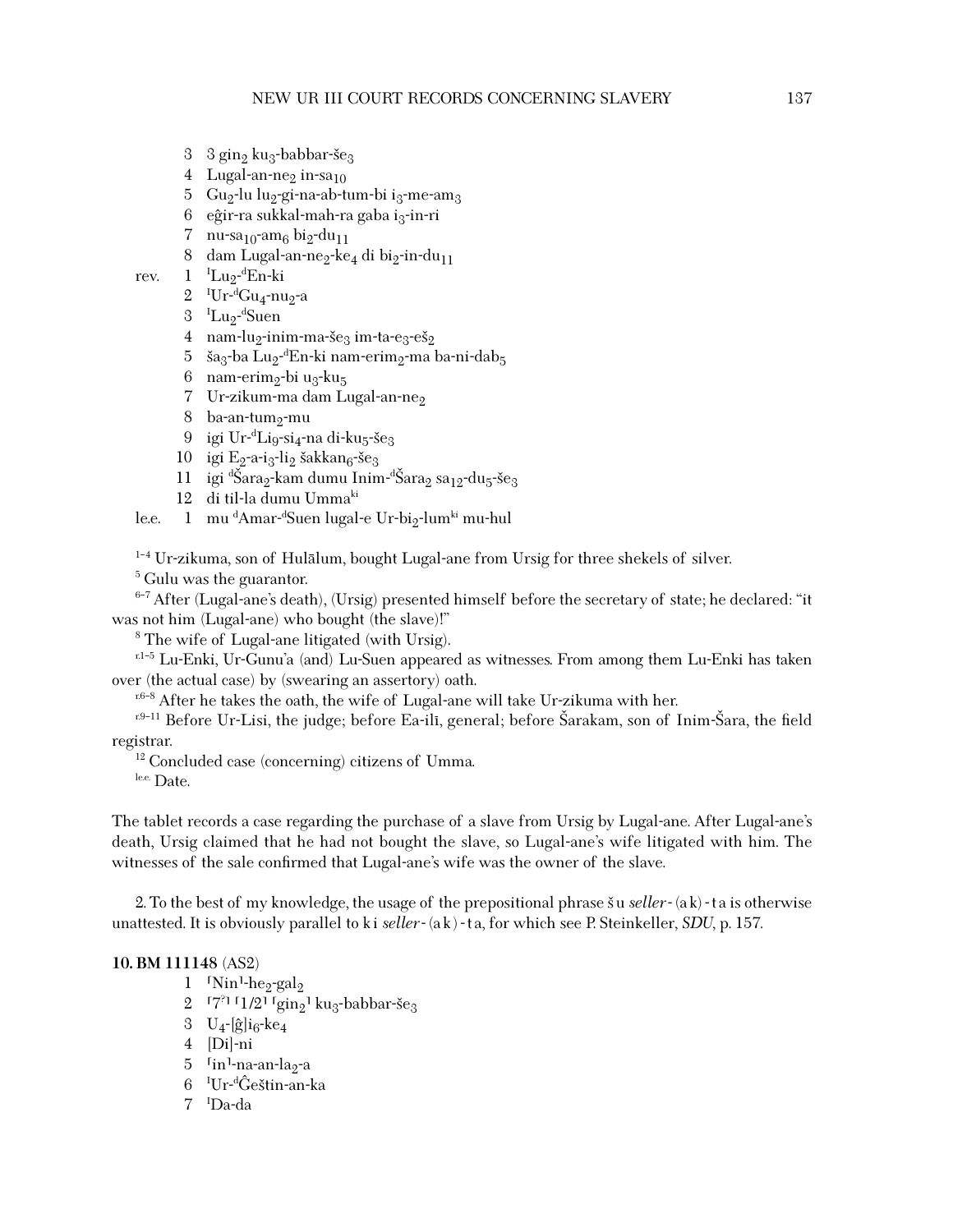3 3 $gin_2$ $ku_3$-babbar-$še_3$

4 Lugal-an-$ne_2$ in-$sa_{10}$

5 $Gu_2$-lu $lu_2$-gi-na-ab-tum-bi $i_3$-me-$am_3$

6 eĝir-ra sukkal-mah-ra gaba $i_3$-in-ri

7 nu-$sa_{10}$-$am_6$ $bi_2$-$du_{11}$

8 dam Lugal-an-$ne_2$-$ke_4$ di $bi_2$-in-$du_{11}$

rev. 1 ${}^{I}Lu_2$-${}^{d}$En-ki

2 ${}^{I}$Ur-${}^{d}Gu_4$-$nu_2$-a

3 ${}^{I}Lu_2$-${}^{d}$Suen

4 nam-$lu_2$-inim-ma-$še_3$ im-ta-$e_3$-$eš_2$

5 $ša_3$-ba $Lu_2$-${}^{d}$En-ki nam-$erim_2$-ma ba-ni-$dab_5$

6 nam-$erim_2$-bi $u_3$-$ku_5$

7 Ur-zikum-ma dam Lugal-an-$ne_2$

8 ba-an-$tum_2$-mu

9 igi Ur-${}^{d}Li_9$-$si_4$-na di-$ku_5$-$še_3$

10 igi $E_2$-a-$i_3$-$li_2$ $šakkan_6$-$še_3$

11 igi ${}^{d}Šara_2$-kam dumu Inim-${}^{d}Šara_2$ $sa_{12}$-$du_5$-$še_3$

12 di til-la dumu Umma${}^{ki}$

le.e. 1 mu ${}^{d}$Amar-${}^{d}$Suen lugal-e Ur-$bi_2$-lum${}^{ki}$ mu-hul

[1–4] Ur-zikuma, son of Hulālum, bought Lugal-ane from Ursig for three shekels of silver.

[5] Gulu was the guarantor.

[6–7] After (Lugal-ane's death), (Ursig) presented himself before the secretary of state; he declared: "it was not him (Lugal-ane) who bought (the slave)!"

[8] The wife of Lugal-ane litigated (with Ursig).

[r.1–5] Lu-Enki, Ur-Gunu'a (and) Lu-Suen appeared as witnesses. From among them Lu-Enki has taken over (the actual case) by (swearing an assertory) oath.

[r.6–8] After he takes the oath, the wife of Lugal-ane will take Ur-zikuma with her.

[r.9–11] Before Ur-Lisi, the judge; before Ea-ilī, general; before Šarakam, son of Inim-Šara, the field registrar.

[12] Concluded case (concerning) citizens of Umma.

[le.e.] Date.

The tablet records a case regarding the purchase of a slave from Ursig by Lugal-ane. After Lugal-ane's death, Ursig claimed that he had not bought the slave, so Lugal-ane's wife litigated with him. The witnesses of the sale confirmed that Lugal-ane's wife was the owner of the slave.

2. To the best of my knowledge, the usage of the prepositional phrase šu *seller*-(ak)-ta is otherwise unattested. It is obviously parallel to ki *seller*-(ak)-ta, for which see P. Steinkeller, *SDU*, p. 157.

**10. BM 111148** (AS2)

1 ⌈Nin⌉-$he_2$-$gal_2$

2 ⌈7?⌉ ⌈1/2⌉ ⌈$gin_2$⌉ $ku_3$-babbar-$še_3$

3 $U_4$-[ĝ]$i_6$-$ke_4$

4 [Di]-ni

5 ⌈in⌉-na-an-$la_2$-a

6 ${}^{I}$Ur-${}^{d}$Ĝeštin-an-ka

7 ${}^{I}$Da-da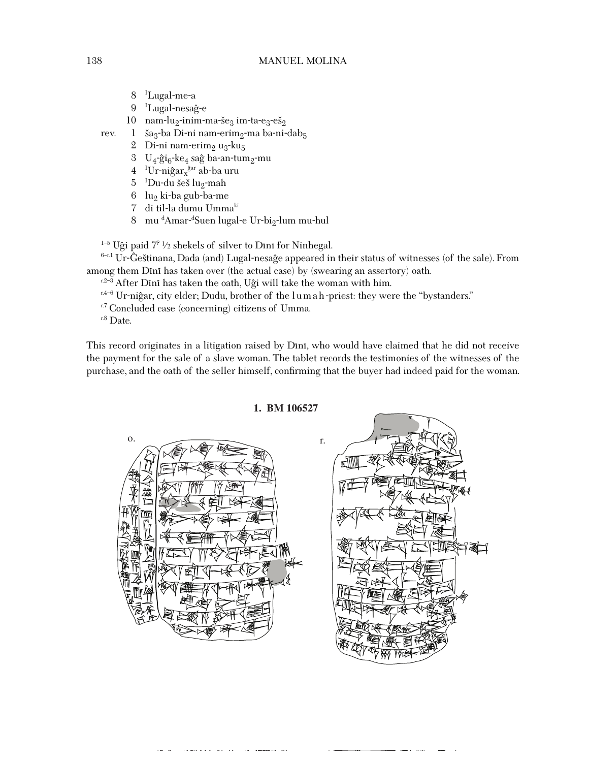8 ${}^{I}$Lugal-me-a

9 ${}^{I}$Lugal-nesaĝ-e

10 nam-lu$_2$-inim-ma-še$_3$ im-ta-e$_3$-eš$_2$

rev. 1 ša$_3$-ba Di-ni nam-erim$_2$-ma ba-ni-dab$_5$

2 Di-ni nam-erim$_2$ u$_3$-ku$_5$

3 U$_4$-ĝi$_6$-ke$_4$ saĝ ba-an-tum$_2$-mu

4 ${}^{I}$Ur-niĝar$_x$${}^{ĝar}$ ab-ba uru

5 ${}^{I}$Du-du šeš lu$_2$-mah

6 lu$_2$ ki-ba gub-ba-me

7 di til-la dumu Umma${}^{ki}$

8 mu ${}^{d}$Amar-${}^{d}$Suen lugal-e Ur-bi$_2$-lum mu-hul

[1–5] Uĝi paid 7[?] ½ shekels of silver to Dīnī for Ninhegal.

[6–r.1] Ur-Ĝeštinana, Dada (and) Lugal-nesaĝe appeared in their status of witnesses (of the sale). From among them Dīnī has taken over (the actual case) by (swearing an assertory) oath.

[r.2–3] After Dīnī has taken the oath, Uĝi will take the woman with him.

[r.4–6] Ur-niĝar, city elder; Dudu, brother of the l u m a h -priest: they were the "bystanders."

[r.7] Concluded case (concerning) citizens of Umma.

[r.8] Date.

This record originates in a litigation raised by Dīnī, who would have claimed that he did not receive the payment for the sale of a slave woman. The tablet records the testimonies of the witnesses of the purchase, and the oath of the seller himself, confirming that the buyer had indeed paid for the woman.

**1. BM 106527**

o. r.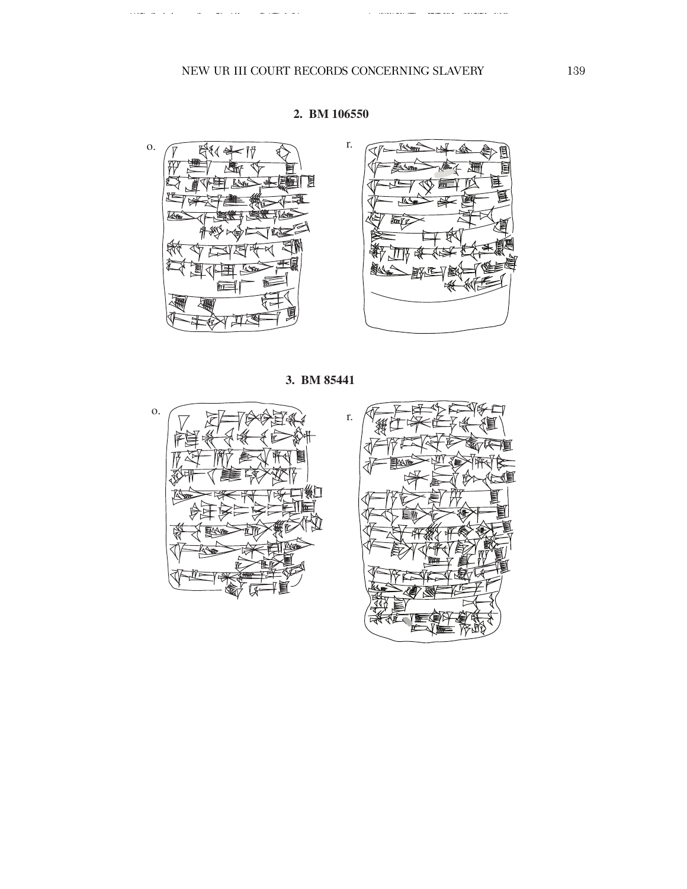## 2. BM 106550

o.

r.

## 3. BM 85441

o.

r.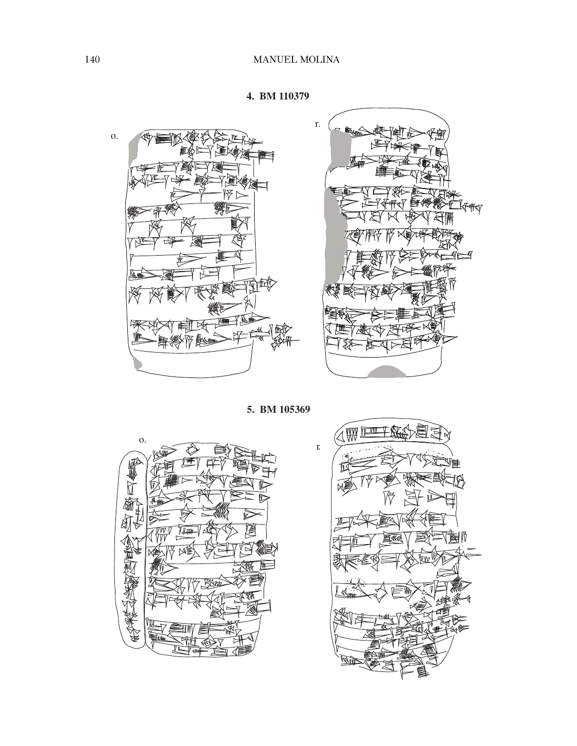**4. BM 110379**

o.

r.

**5. BM 105369**

o.

r.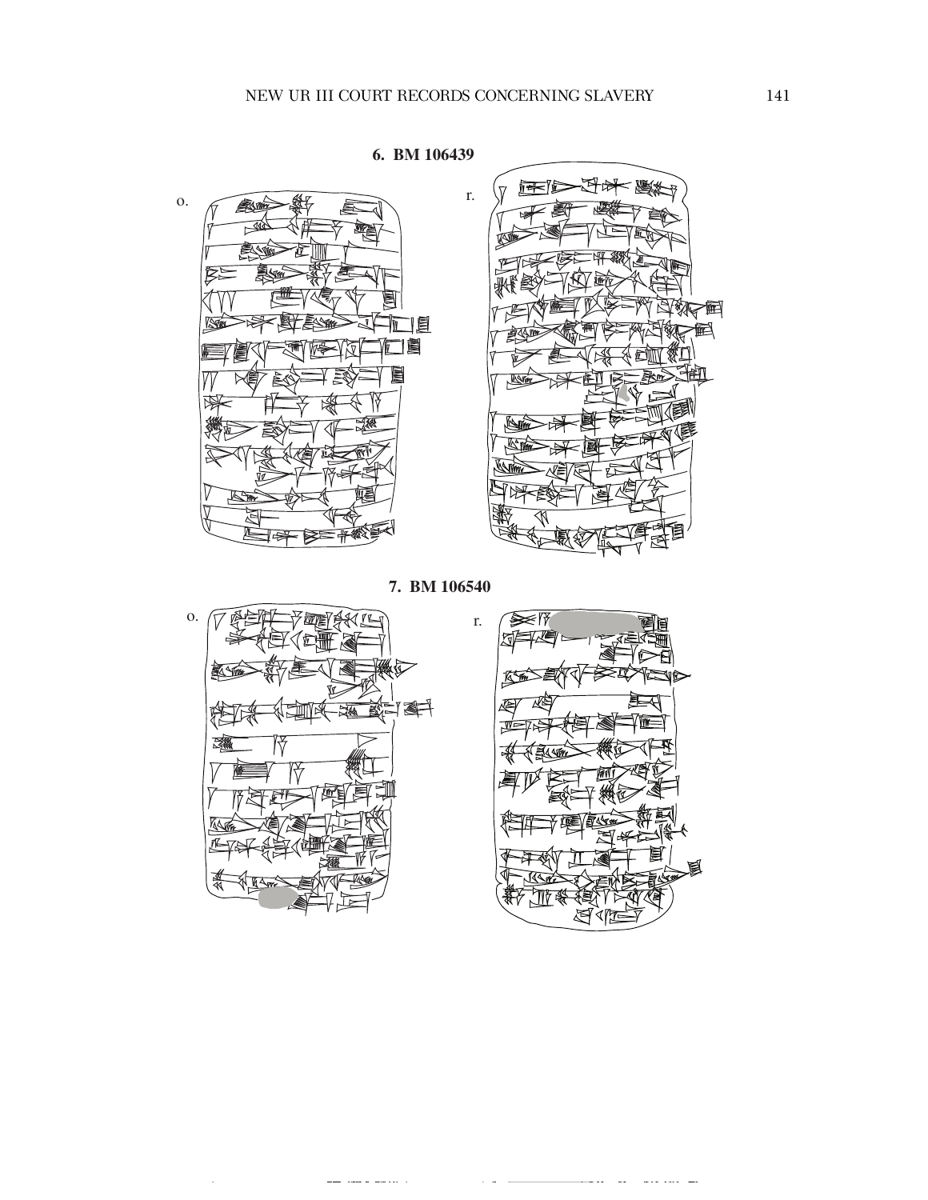**6. BM 106439**

o.

r.

**7. BM 106540**

o.

r.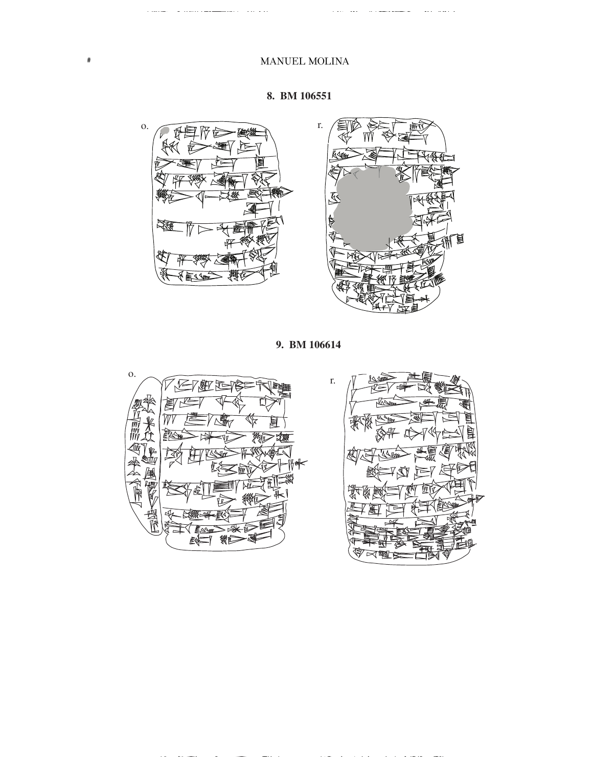## 8. BM 106551

o.

r.

## 9. BM 106614

o.

r.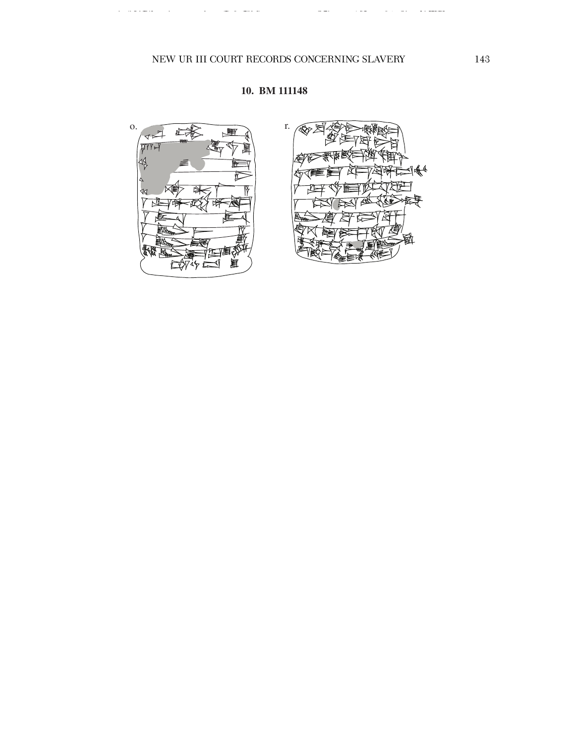## 10. BM 111148

o.

r.